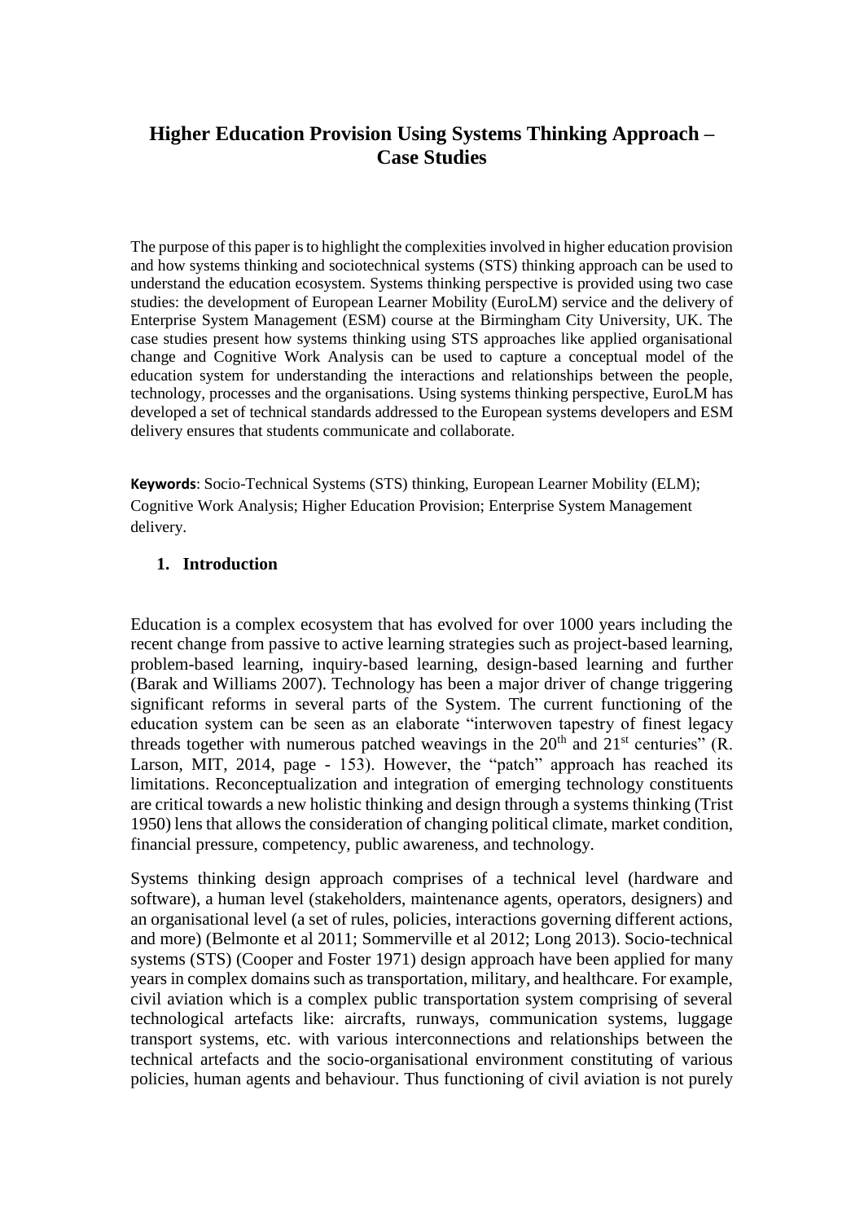# Higher Education Provision Using Systems Thinking Approach – Case Studies

The purpose of this paper is to highlight the complexities involved in higher education provision and how systems thinking and sociotechnical systems (STS) thinking approach can be used to understand the education ecosystem. Systems thinking perspective is provided using two case studies: the development of European Learner Mobility (EuroLM) service and the delivery of Enterprise System Management (ESM) course at the Birmingham City University, UK. The case studies present how systems thinking using STS approaches like applied organisational change and Cognitive Work Analysis can be used to capture a conceptual model of the education system for understanding the interactions and relationships between the people, technology, processes and the organisations. Using systems thinking perspective, EuroLM has developed a set of technical standards addressed to the European systems developers and ESM delivery ensures that students communicate and collaborate.

**Keywords**: Socio-Technical Systems (STS) thinking, European Learner Mobility (ELM); Cognitive Work Analysis; Higher Education Provision; Enterprise System Management delivery.

## 1. Introduction

Education is a complex ecosystem that has evolved for over 1000 years including the recent change from passive to active learning strategies such as project-based learning, problem-based learning, inquiry-based learning, design-based learning and further (Barak and Williams 2007). Technology has been a major driver of change triggering significant reforms in several parts of the System. The current functioning of the education system can be seen as an elaborate "interwoven tapestry of finest legacy threads together with numerous patched weavings in the 20th and 21st centuries" (R. Larson, MIT, 2014, page - 153). However, the "patch" approach has reached its limitations. Reconceptualization and integration of emerging technology constituents are critical towards a new holistic thinking and design through a systems thinking (Trist 1950) lens that allows the consideration of changing political climate, market condition, financial pressure, competency, public awareness, and technology.

Systems thinking design approach comprises of a technical level (hardware and software), a human level (stakeholders, maintenance agents, operators, designers) and an organisational level (a set of rules, policies, interactions governing different actions, and more) (Belmonte et al 2011; Sommerville et al 2012; Long 2013). Socio-technical systems (STS) (Cooper and Foster 1971) design approach have been applied for many years in complex domains such as transportation, military, and healthcare. For example, civil aviation which is a complex public transportation system comprising of several technological artefacts like: aircrafts, runways, communication systems, luggage transport systems, etc. with various interconnections and relationships between the technical artefacts and the socio-organisational environment constituting of various policies, human agents and behaviour. Thus functioning of civil aviation is not purely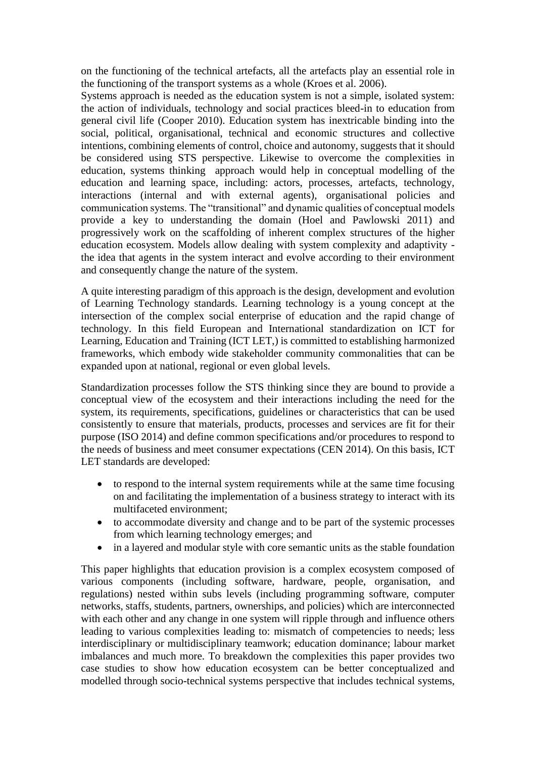on the functioning of the technical artefacts, all the artefacts play an essential role in the functioning of the transport systems as a whole (Kroes et al. 2006).

Systems approach is needed as the education system is not a simple, isolated system: the action of individuals, technology and social practices bleed-in to education from general civil life (Cooper 2010). Education system has inextricable binding into the social, political, organisational, technical and economic structures and collective intentions, combining elements of control, choice and autonomy, suggests that it should be considered using STS perspective. Likewise to overcome the complexities in education, systems thinking approach would help in conceptual modelling of the education and learning space, including: actors, processes, artefacts, technology, interactions (internal and with external agents), organisational policies and communication systems. The "transitional" and dynamic qualities of conceptual models provide a key to understanding the domain (Hoel and Pawlowski 2011) and progressively work on the scaffolding of inherent complex structures of the higher education ecosystem. Models allow dealing with system complexity and adaptivity - the idea that agents in the system interact and evolve according to their environment and consequently change the nature of the system.

A quite interesting paradigm of this approach is the design, development and evolution of Learning Technology standards. Learning technology is a young concept at the intersection of the complex social enterprise of education and the rapid change of technology. In this field European and International standardization on ICT for Learning, Education and Training (ICT LET,) is committed to establishing harmonized frameworks, which embody wide stakeholder community commonalities that can be expanded upon at national, regional or even global levels.

Standardization processes follow the STS thinking since they are bound to provide a conceptual view of the ecosystem and their interactions including the need for the system, its requirements, specifications, guidelines or characteristics that can be used consistently to ensure that materials, products, processes and services are fit for their purpose (ISO 2014) and define common specifications and/or procedures to respond to the needs of business and meet consumer expectations (CEN 2014). On this basis, ICT LET standards are developed:

- to respond to the internal system requirements while at the same time focusing on and facilitating the implementation of a business strategy to interact with its multifaceted environment;
- to accommodate diversity and change and to be part of the systemic processes from which learning technology emerges; and
- in a layered and modular style with core semantic units as the stable foundation

This paper highlights that education provision is a complex ecosystem composed of various components (including software, hardware, people, organisation, and regulations) nested within subs levels (including programming software, computer networks, staffs, students, partners, ownerships, and policies) which are interconnected with each other and any change in one system will ripple through and influence others leading to various complexities leading to: mismatch of competencies to needs; less interdisciplinary or multidisciplinary teamwork; education dominance; labour market imbalances and much more. To breakdown the complexities this paper provides two case studies to show how education ecosystem can be better conceptualized and modelled through socio-technical systems perspective that includes technical systems,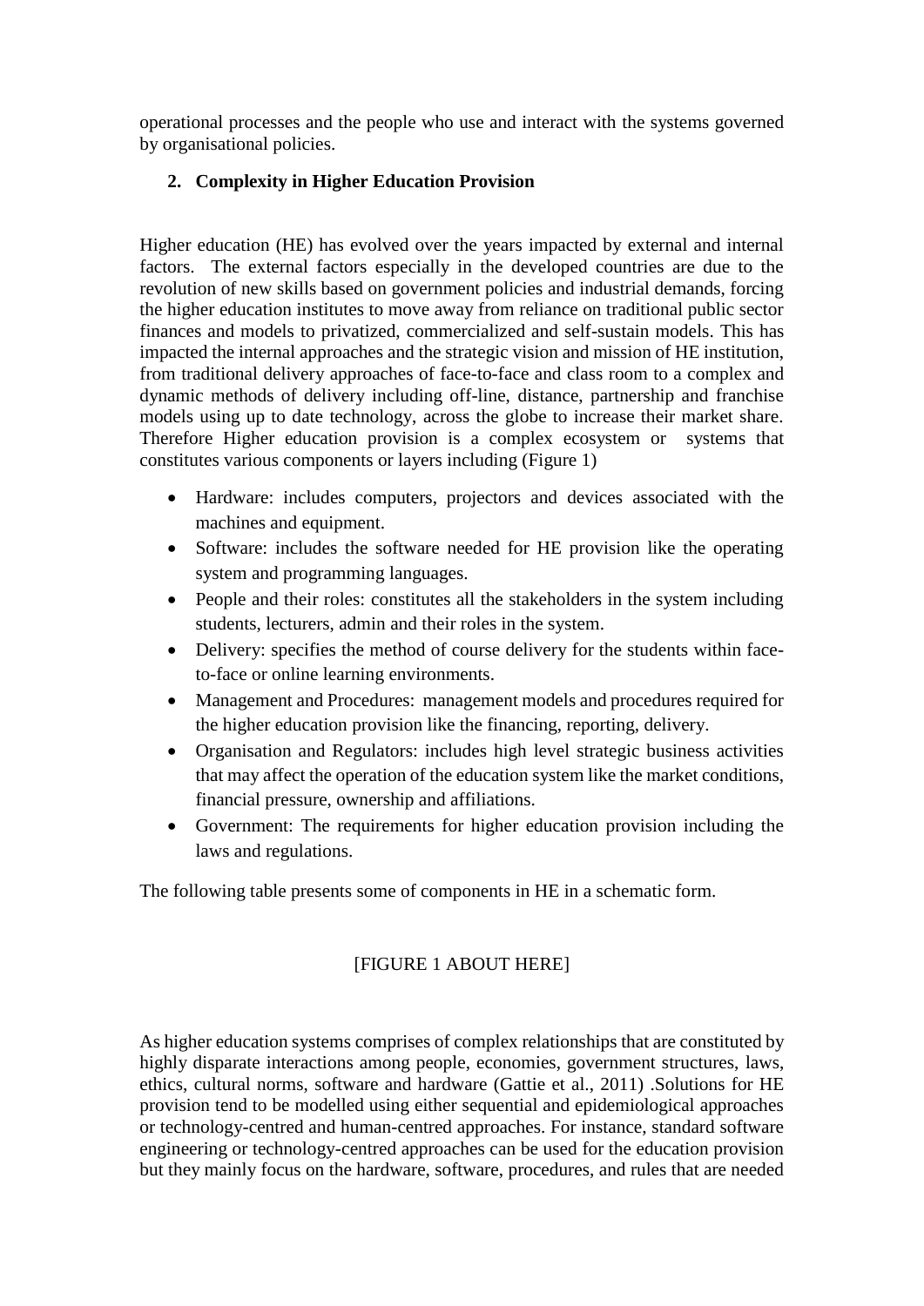operational processes and the people who use and interact with the systems governed by organisational policies.

## 2. Complexity in Higher Education Provision

Higher education (HE) has evolved over the years impacted by external and internal factors. The external factors especially in the developed countries are due to the revolution of new skills based on government policies and industrial demands, forcing the higher education institutes to move away from reliance on traditional public sector finances and models to privatized, commercialized and self-sustain models. This has impacted the internal approaches and the strategic vision and mission of HE institution, from traditional delivery approaches of face-to-face and class room to a complex and dynamic methods of delivery including off-line, distance, partnership and franchise models using up to date technology, across the globe to increase their market share. Therefore Higher education provision is a complex ecosystem or systems that constitutes various components or layers including (Figure 1)

- Hardware: includes computers, projectors and devices associated with the machines and equipment.
- Software: includes the software needed for HE provision like the operating system and programming languages.
- People and their roles: constitutes all the stakeholders in the system including students, lecturers, admin and their roles in the system.
- Delivery: specifies the method of course delivery for the students within face-to-face or online learning environments.
- Management and Procedures: management models and procedures required for the higher education provision like the financing, reporting, delivery.
- Organisation and Regulators: includes high level strategic business activities that may affect the operation of the education system like the market conditions, financial pressure, ownership and affiliations.
- Government: The requirements for higher education provision including the laws and regulations.

The following table presents some of components in HE in a schematic form.

[FIGURE 1 ABOUT HERE]

As higher education systems comprises of complex relationships that are constituted by highly disparate interactions among people, economies, government structures, laws, ethics, cultural norms, software and hardware (Gattie et al., 2011) .Solutions for HE provision tend to be modelled using either sequential and epidemiological approaches or technology-centred and human-centred approaches. For instance, standard software engineering or technology-centred approaches can be used for the education provision but they mainly focus on the hardware, software, procedures, and rules that are needed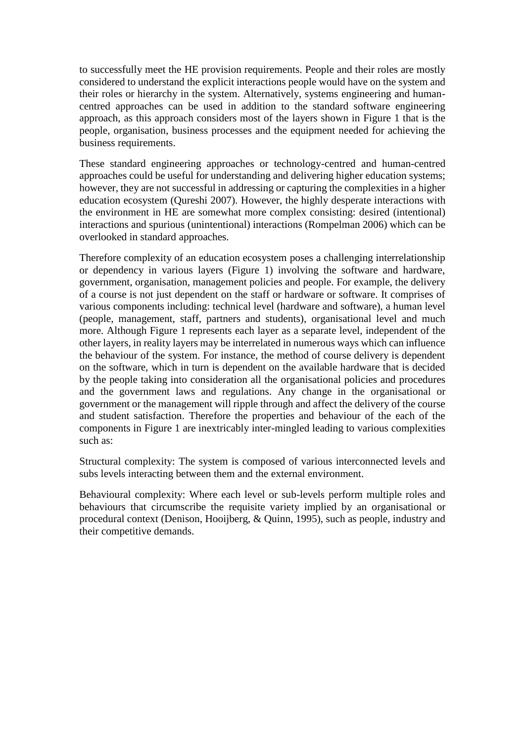to successfully meet the HE provision requirements. People and their roles are mostly considered to understand the explicit interactions people would have on the system and their roles or hierarchy in the system. Alternatively, systems engineering and human-centred approaches can be used in addition to the standard software engineering approach, as this approach considers most of the layers shown in Figure 1 that is the people, organisation, business processes and the equipment needed for achieving the business requirements.

These standard engineering approaches or technology-centred and human-centred approaches could be useful for understanding and delivering higher education systems; however, they are not successful in addressing or capturing the complexities in a higher education ecosystem (Qureshi 2007). However, the highly desperate interactions with the environment in HE are somewhat more complex consisting: desired (intentional) interactions and spurious (unintentional) interactions (Rompelman 2006) which can be overlooked in standard approaches.

Therefore complexity of an education ecosystem poses a challenging interrelationship or dependency in various layers (Figure 1) involving the software and hardware, government, organisation, management policies and people. For example, the delivery of a course is not just dependent on the staff or hardware or software. It comprises of various components including: technical level (hardware and software), a human level (people, management, staff, partners and students), organisational level and much more. Although Figure 1 represents each layer as a separate level, independent of the other layers, in reality layers may be interrelated in numerous ways which can influence the behaviour of the system. For instance, the method of course delivery is dependent on the software, which in turn is dependent on the available hardware that is decided by the people taking into consideration all the organisational policies and procedures and the government laws and regulations. Any change in the organisational or government or the management will ripple through and affect the delivery of the course and student satisfaction. Therefore the properties and behaviour of the each of the components in Figure 1 are inextricably inter-mingled leading to various complexities such as:

Structural complexity: The system is composed of various interconnected levels and subs levels interacting between them and the external environment.

Behavioural complexity: Where each level or sub-levels perform multiple roles and behaviours that circumscribe the requisite variety implied by an organisational or procedural context (Denison, Hooijberg, & Quinn, 1995), such as people, industry and their competitive demands.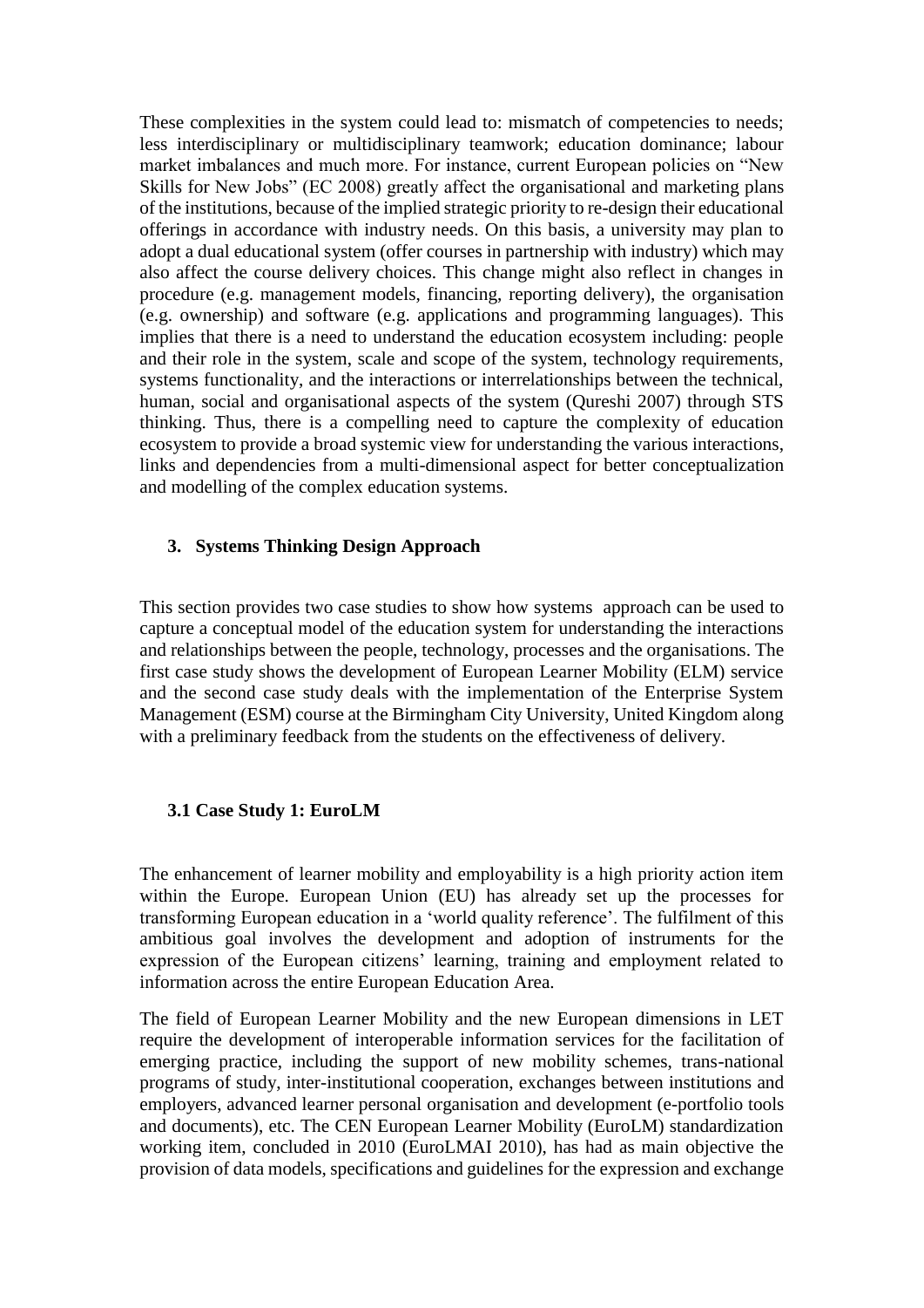These complexities in the system could lead to: mismatch of competencies to needs; less interdisciplinary or multidisciplinary teamwork; education dominance; labour market imbalances and much more. For instance, current European policies on "New Skills for New Jobs" (EC 2008) greatly affect the organisational and marketing plans of the institutions, because of the implied strategic priority to re-design their educational offerings in accordance with industry needs. On this basis, a university may plan to adopt a dual educational system (offer courses in partnership with industry) which may also affect the course delivery choices. This change might also reflect in changes in procedure (e.g. management models, financing, reporting delivery), the organisation (e.g. ownership) and software (e.g. applications and programming languages). This implies that there is a need to understand the education ecosystem including: people and their role in the system, scale and scope of the system, technology requirements, systems functionality, and the interactions or interrelationships between the technical, human, social and organisational aspects of the system (Qureshi 2007) through STS thinking. Thus, there is a compelling need to capture the complexity of education ecosystem to provide a broad systemic view for understanding the various interactions, links and dependencies from a multi-dimensional aspect for better conceptualization and modelling of the complex education systems.

## 3. Systems Thinking Design Approach

This section provides two case studies to show how systems approach can be used to capture a conceptual model of the education system for understanding the interactions and relationships between the people, technology, processes and the organisations. The first case study shows the development of European Learner Mobility (ELM) service and the second case study deals with the implementation of the Enterprise System Management (ESM) course at the Birmingham City University, United Kingdom along with a preliminary feedback from the students on the effectiveness of delivery.

### 3.1 Case Study 1: EuroLM

The enhancement of learner mobility and employability is a high priority action item within the Europe. European Union (EU) has already set up the processes for transforming European education in a 'world quality reference'. The fulfilment of this ambitious goal involves the development and adoption of instruments for the expression of the European citizens' learning, training and employment related to information across the entire European Education Area.

The field of European Learner Mobility and the new European dimensions in LET require the development of interoperable information services for the facilitation of emerging practice, including the support of new mobility schemes, trans-national programs of study, inter-institutional cooperation, exchanges between institutions and employers, advanced learner personal organisation and development (e-portfolio tools and documents), etc. The CEN European Learner Mobility (EuroLM) standardization working item, concluded in 2010 (EuroLMAI 2010), has had as main objective the provision of data models, specifications and guidelines for the expression and exchange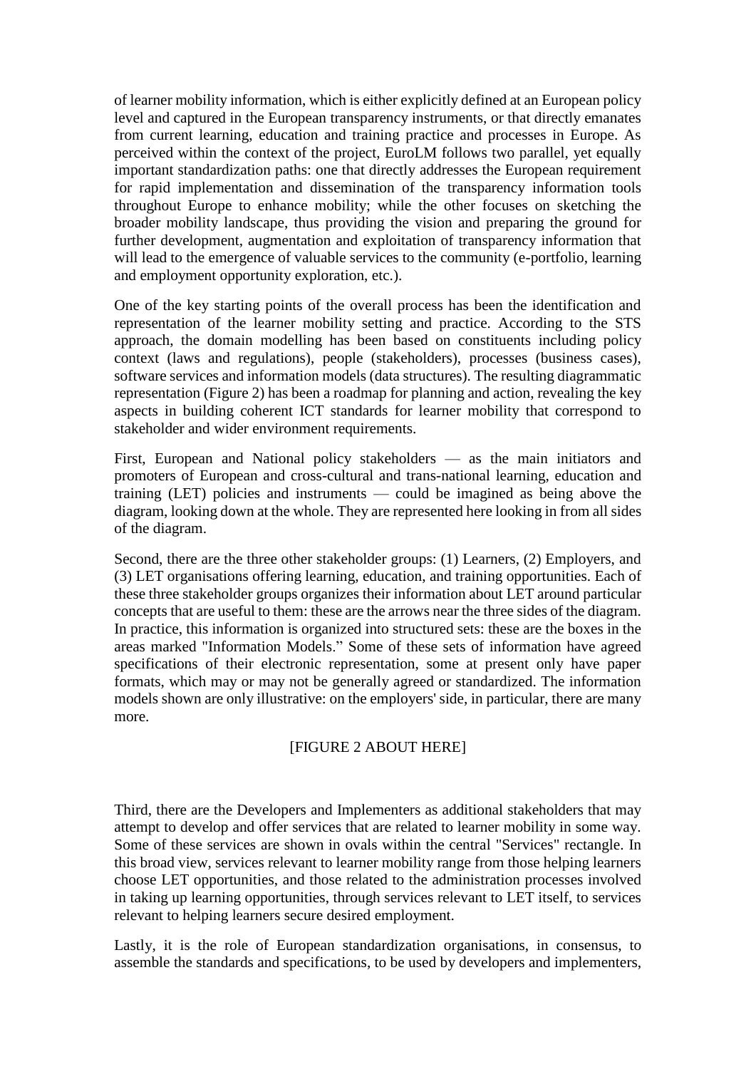of learner mobility information, which is either explicitly defined at an European policy level and captured in the European transparency instruments, or that directly emanates from current learning, education and training practice and processes in Europe. As perceived within the context of the project, EuroLM follows two parallel, yet equally important standardization paths: one that directly addresses the European requirement for rapid implementation and dissemination of the transparency information tools throughout Europe to enhance mobility; while the other focuses on sketching the broader mobility landscape, thus providing the vision and preparing the ground for further development, augmentation and exploitation of transparency information that will lead to the emergence of valuable services to the community (e-portfolio, learning and employment opportunity exploration, etc.).

One of the key starting points of the overall process has been the identification and representation of the learner mobility setting and practice. According to the STS approach, the domain modelling has been based on constituents including policy context (laws and regulations), people (stakeholders), processes (business cases), software services and information models (data structures). The resulting diagrammatic representation (Figure 2) has been a roadmap for planning and action, revealing the key aspects in building coherent ICT standards for learner mobility that correspond to stakeholder and wider environment requirements.

First, European and National policy stakeholders — as the main initiators and promoters of European and cross-cultural and trans-national learning, education and training (LET) policies and instruments — could be imagined as being above the diagram, looking down at the whole. They are represented here looking in from all sides of the diagram.

Second, there are the three other stakeholder groups: (1) Learners, (2) Employers, and (3) LET organisations offering learning, education, and training opportunities. Each of these three stakeholder groups organizes their information about LET around particular concepts that are useful to them: these are the arrows near the three sides of the diagram. In practice, this information is organized into structured sets: these are the boxes in the areas marked "Information Models." Some of these sets of information have agreed specifications of their electronic representation, some at present only have paper formats, which may or may not be generally agreed or standardized. The information models shown are only illustrative: on the employers' side, in particular, there are many more.

[FIGURE 2 ABOUT HERE]

Third, there are the Developers and Implementers as additional stakeholders that may attempt to develop and offer services that are related to learner mobility in some way. Some of these services are shown in ovals within the central "Services" rectangle. In this broad view, services relevant to learner mobility range from those helping learners choose LET opportunities, and those related to the administration processes involved in taking up learning opportunities, through services relevant to LET itself, to services relevant to helping learners secure desired employment.

Lastly, it is the role of European standardization organisations, in consensus, to assemble the standards and specifications, to be used by developers and implementers,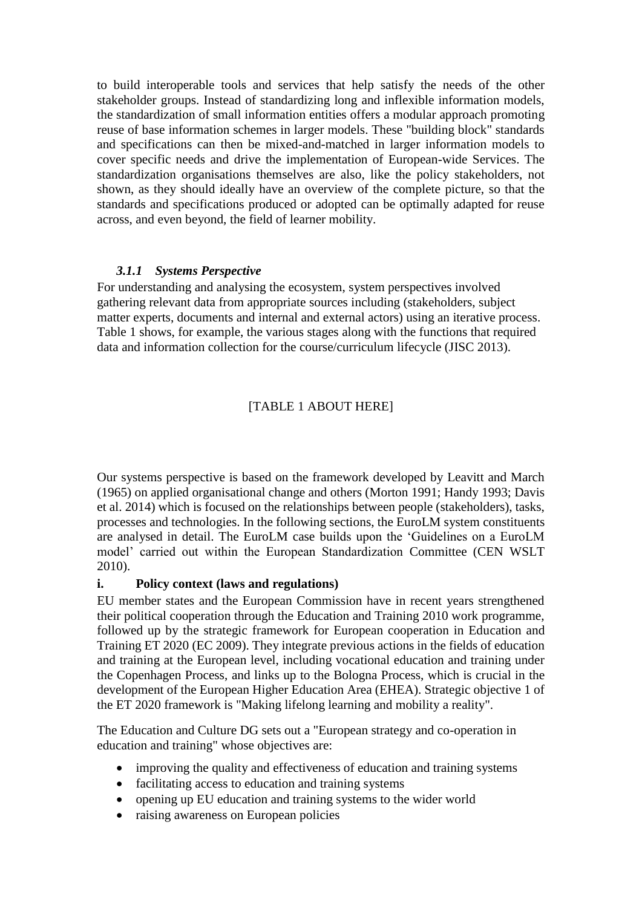to build interoperable tools and services that help satisfy the needs of the other stakeholder groups. Instead of standardizing long and inflexible information models, the standardization of small information entities offers a modular approach promoting reuse of base information schemes in larger models. These "building block" standards and specifications can then be mixed-and-matched in larger information models to cover specific needs and drive the implementation of European-wide Services. The standardization organisations themselves are also, like the policy stakeholders, not shown, as they should ideally have an overview of the complete picture, so that the standards and specifications produced or adopted can be optimally adapted for reuse across, and even beyond, the field of learner mobility.

### *3.1.1 Systems Perspective*

For understanding and analysing the ecosystem, system perspectives involved gathering relevant data from appropriate sources including (stakeholders, subject matter experts, documents and internal and external actors) using an iterative process. Table 1 shows, for example, the various stages along with the functions that required data and information collection for the course/curriculum lifecycle (JISC 2013).

[TABLE 1 ABOUT HERE]

Our systems perspective is based on the framework developed by Leavitt and March (1965) on applied organisational change and others (Morton 1991; Handy 1993; Davis et al. 2014) which is focused on the relationships between people (stakeholders), tasks, processes and technologies. In the following sections, the EuroLM system constituents are analysed in detail. The EuroLM case builds upon the ‘Guidelines on a EuroLM model’ carried out within the European Standardization Committee (CEN WSLT 2010).

**i. Policy context (laws and regulations)**

EU member states and the European Commission have in recent years strengthened their political cooperation through the Education and Training 2010 work programme, followed up by the strategic framework for European cooperation in Education and Training ET 2020 (EC 2009). They integrate previous actions in the fields of education and training at the European level, including vocational education and training under the Copenhagen Process, and links up to the Bologna Process, which is crucial in the development of the European Higher Education Area (EHEA). Strategic objective 1 of the ET 2020 framework is "Making lifelong learning and mobility a reality".

The Education and Culture DG sets out a "European strategy and co-operation in education and training" whose objectives are:

- improving the quality and effectiveness of education and training systems
- facilitating access to education and training systems
- opening up EU education and training systems to the wider world
- raising awareness on European policies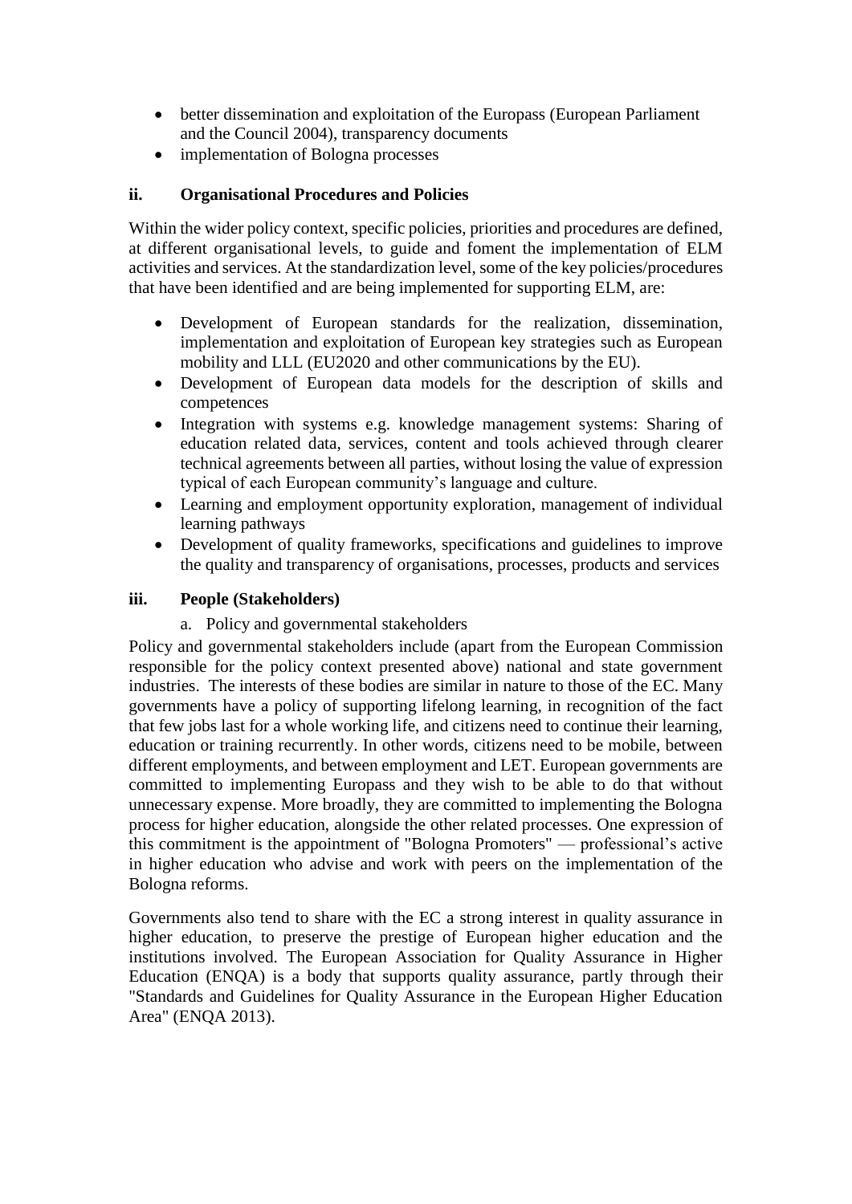- better dissemination and exploitation of the Europass (European Parliament and the Council 2004), transparency documents
- implementation of Bologna processes

### ii. Organisational Procedures and Policies

Within the wider policy context, specific policies, priorities and procedures are defined, at different organisational levels, to guide and foment the implementation of ELM activities and services. At the standardization level, some of the key policies/procedures that have been identified and are being implemented for supporting ELM, are:

- Development of European standards for the realization, dissemination, implementation and exploitation of European key strategies such as European mobility and LLL (EU2020 and other communications by the EU).
- Development of European data models for the description of skills and competences
- Integration with systems e.g. knowledge management systems: Sharing of education related data, services, content and tools achieved through clearer technical agreements between all parties, without losing the value of expression typical of each European community's language and culture.
- Learning and employment opportunity exploration, management of individual learning pathways
- Development of quality frameworks, specifications and guidelines to improve the quality and transparency of organisations, processes, products and services

### iii. People (Stakeholders)

a. Policy and governmental stakeholders

Policy and governmental stakeholders include (apart from the European Commission responsible for the policy context presented above) national and state government industries. The interests of these bodies are similar in nature to those of the EC. Many governments have a policy of supporting lifelong learning, in recognition of the fact that few jobs last for a whole working life, and citizens need to continue their learning, education or training recurrently. In other words, citizens need to be mobile, between different employments, and between employment and LET. European governments are committed to implementing Europass and they wish to be able to do that without unnecessary expense. More broadly, they are committed to implementing the Bologna process for higher education, alongside the other related processes. One expression of this commitment is the appointment of "Bologna Promoters" — professional's active in higher education who advise and work with peers on the implementation of the Bologna reforms.

Governments also tend to share with the EC a strong interest in quality assurance in higher education, to preserve the prestige of European higher education and the institutions involved. The European Association for Quality Assurance in Higher Education (ENQA) is a body that supports quality assurance, partly through their "Standards and Guidelines for Quality Assurance in the European Higher Education Area" (ENQA 2013).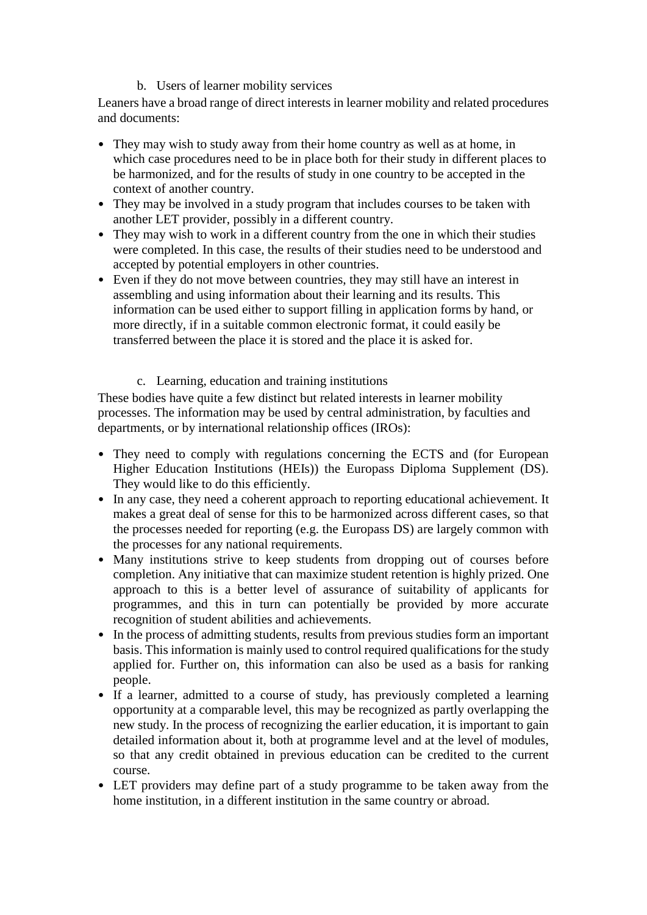b. Users of learner mobility services

Leaners have a broad range of direct interests in learner mobility and related procedures and documents:

- They may wish to study away from their home country as well as at home, in which case procedures need to be in place both for their study in different places to be harmonized, and for the results of study in one country to be accepted in the context of another country.
- They may be involved in a study program that includes courses to be taken with another LET provider, possibly in a different country.
- They may wish to work in a different country from the one in which their studies were completed. In this case, the results of their studies need to be understood and accepted by potential employers in other countries.
- Even if they do not move between countries, they may still have an interest in assembling and using information about their learning and its results. This information can be used either to support filling in application forms by hand, or more directly, if in a suitable common electronic format, it could easily be transferred between the place it is stored and the place it is asked for.

c. Learning, education and training institutions

These bodies have quite a few distinct but related interests in learner mobility processes. The information may be used by central administration, by faculties and departments, or by international relationship offices (IROs):

- They need to comply with regulations concerning the ECTS and (for European Higher Education Institutions (HEIs)) the Europass Diploma Supplement (DS). They would like to do this efficiently.
- In any case, they need a coherent approach to reporting educational achievement. It makes a great deal of sense for this to be harmonized across different cases, so that the processes needed for reporting (e.g. the Europass DS) are largely common with the processes for any national requirements.
- Many institutions strive to keep students from dropping out of courses before completion. Any initiative that can maximize student retention is highly prized. One approach to this is a better level of assurance of suitability of applicants for programmes, and this in turn can potentially be provided by more accurate recognition of student abilities and achievements.
- In the process of admitting students, results from previous studies form an important basis. This information is mainly used to control required qualifications for the study applied for. Further on, this information can also be used as a basis for ranking people.
- If a learner, admitted to a course of study, has previously completed a learning opportunity at a comparable level, this may be recognized as partly overlapping the new study. In the process of recognizing the earlier education, it is important to gain detailed information about it, both at programme level and at the level of modules, so that any credit obtained in previous education can be credited to the current course.
- LET providers may define part of a study programme to be taken away from the home institution, in a different institution in the same country or abroad.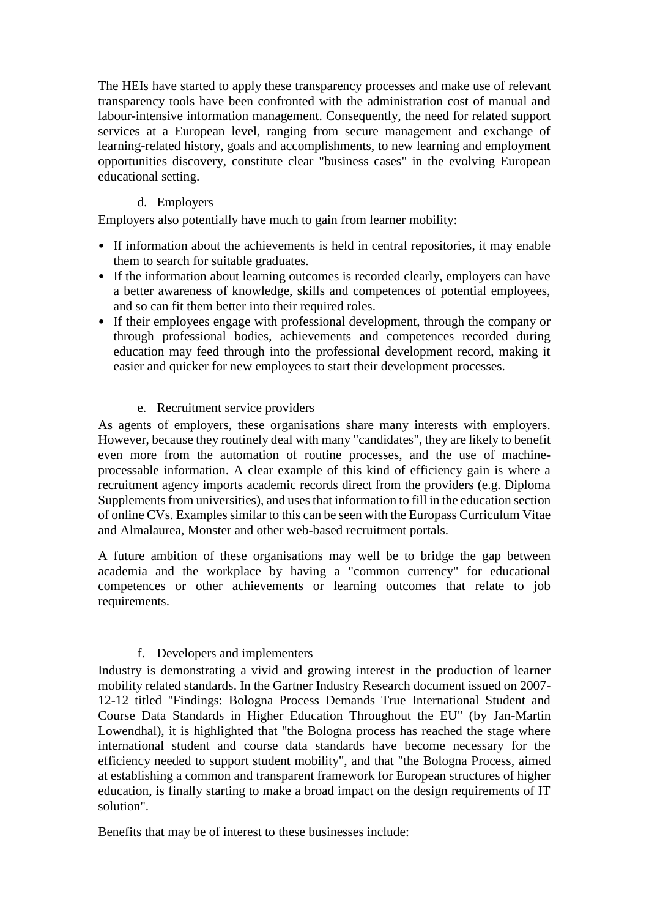The HEIs have started to apply these transparency processes and make use of relevant transparency tools have been confronted with the administration cost of manual and labour-intensive information management. Consequently, the need for related support services at a European level, ranging from secure management and exchange of learning-related history, goals and accomplishments, to new learning and employment opportunities discovery, constitute clear "business cases" in the evolving European educational setting.

d. Employers

Employers also potentially have much to gain from learner mobility:

- If information about the achievements is held in central repositories, it may enable them to search for suitable graduates.
- If the information about learning outcomes is recorded clearly, employers can have a better awareness of knowledge, skills and competences of potential employees, and so can fit them better into their required roles.
- If their employees engage with professional development, through the company or through professional bodies, achievements and competences recorded during education may feed through into the professional development record, making it easier and quicker for new employees to start their development processes.

e. Recruitment service providers

As agents of employers, these organisations share many interests with employers. However, because they routinely deal with many "candidates", they are likely to benefit even more from the automation of routine processes, and the use of machine-processable information. A clear example of this kind of efficiency gain is where a recruitment agency imports academic records direct from the providers (e.g. Diploma Supplements from universities), and uses that information to fill in the education section of online CVs. Examples similar to this can be seen with the Europass Curriculum Vitae and Almalaurea, Monster and other web-based recruitment portals.

A future ambition of these organisations may well be to bridge the gap between academia and the workplace by having a "common currency" for educational competences or other achievements or learning outcomes that relate to job requirements.

f. Developers and implementers

Industry is demonstrating a vivid and growing interest in the production of learner mobility related standards. In the Gartner Industry Research document issued on 2007-12-12 titled "Findings: Bologna Process Demands True International Student and Course Data Standards in Higher Education Throughout the EU" (by Jan-Martin Lowendhal), it is highlighted that "the Bologna process has reached the stage where international student and course data standards have become necessary for the efficiency needed to support student mobility", and that "the Bologna Process, aimed at establishing a common and transparent framework for European structures of higher education, is finally starting to make a broad impact on the design requirements of IT solution".

Benefits that may be of interest to these businesses include: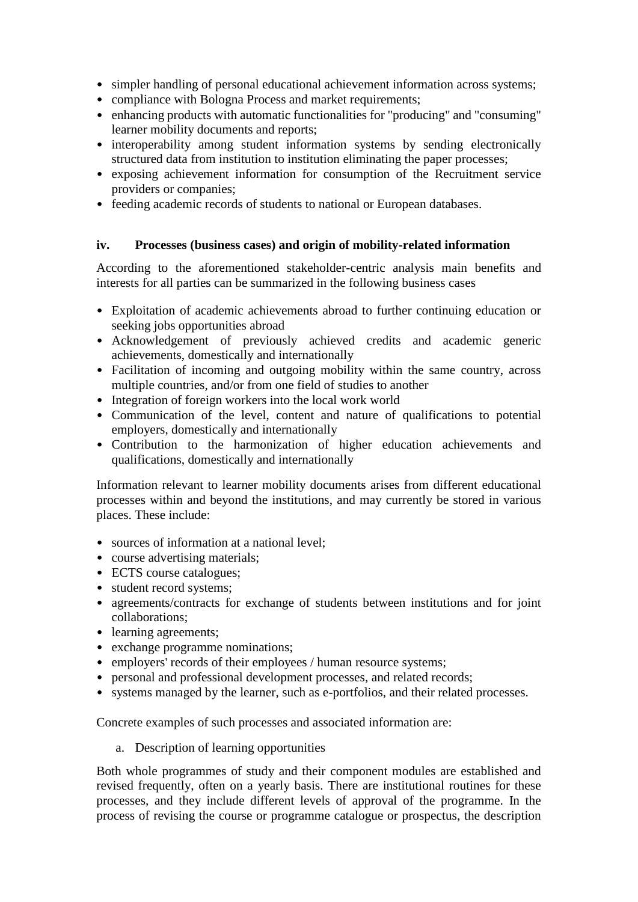- simpler handling of personal educational achievement information across systems;
- compliance with Bologna Process and market requirements;
- enhancing products with automatic functionalities for "producing" and "consuming" learner mobility documents and reports;
- interoperability among student information systems by sending electronically structured data from institution to institution eliminating the paper processes;
- exposing achievement information for consumption of the Recruitment service providers or companies;
- feeding academic records of students to national or European databases.

### iv. Processes (business cases) and origin of mobility-related information

According to the aforementioned stakeholder-centric analysis main benefits and interests for all parties can be summarized in the following business cases

- Exploitation of academic achievements abroad to further continuing education or seeking jobs opportunities abroad
- Acknowledgement of previously achieved credits and academic generic achievements, domestically and internationally
- Facilitation of incoming and outgoing mobility within the same country, across multiple countries, and/or from one field of studies to another
- Integration of foreign workers into the local work world
- Communication of the level, content and nature of qualifications to potential employers, domestically and internationally
- Contribution to the harmonization of higher education achievements and qualifications, domestically and internationally

Information relevant to learner mobility documents arises from different educational processes within and beyond the institutions, and may currently be stored in various places. These include:

- sources of information at a national level;
- course advertising materials;
- ECTS course catalogues;
- student record systems;
- agreements/contracts for exchange of students between institutions and for joint collaborations;
- learning agreements;
- exchange programme nominations;
- employers' records of their employees / human resource systems;
- personal and professional development processes, and related records;
- systems managed by the learner, such as e-portfolios, and their related processes.

Concrete examples of such processes and associated information are:

a. Description of learning opportunities

Both whole programmes of study and their component modules are established and revised frequently, often on a yearly basis. There are institutional routines for these processes, and they include different levels of approval of the programme. In the process of revising the course or programme catalogue or prospectus, the description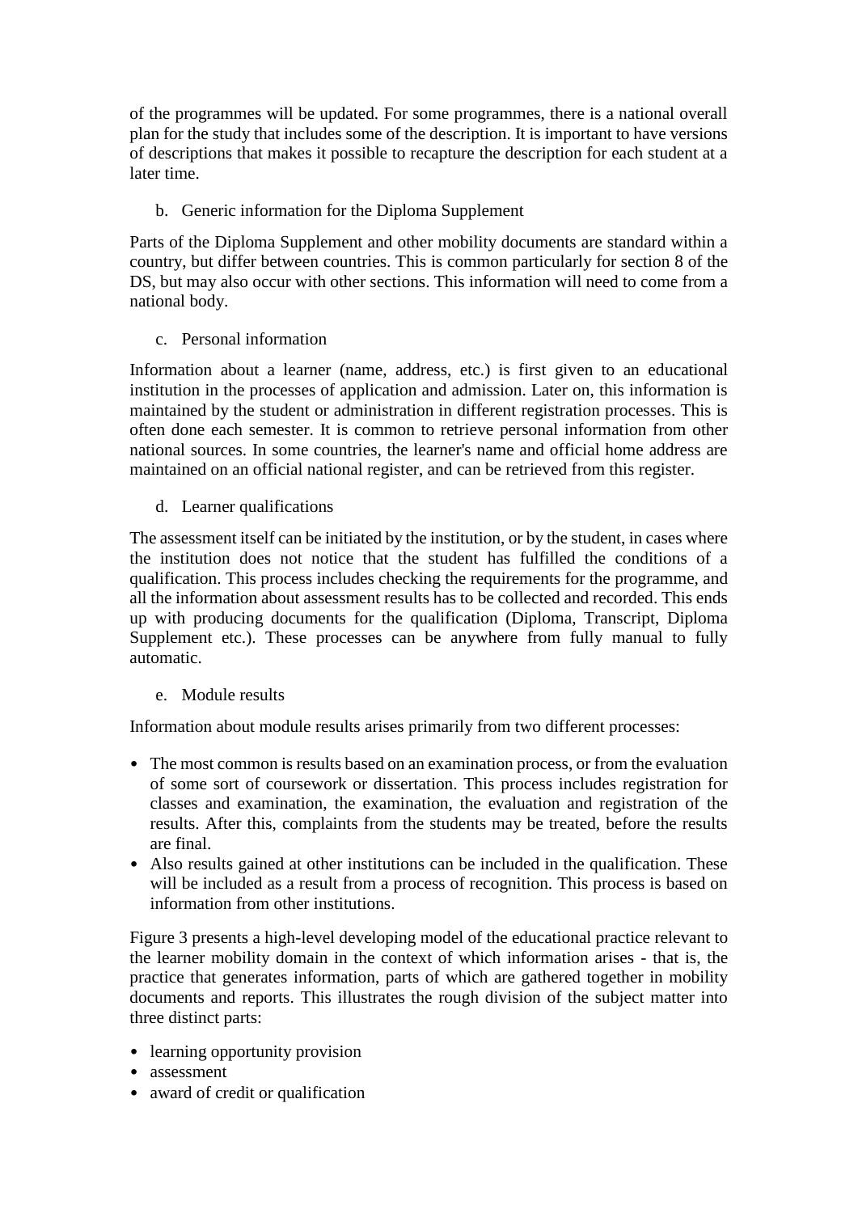of the programmes will be updated. For some programmes, there is a national overall plan for the study that includes some of the description. It is important to have versions of descriptions that makes it possible to recapture the description for each student at a later time.

b. Generic information for the Diploma Supplement

Parts of the Diploma Supplement and other mobility documents are standard within a country, but differ between countries. This is common particularly for section 8 of the DS, but may also occur with other sections. This information will need to come from a national body.

c. Personal information

Information about a learner (name, address, etc.) is first given to an educational institution in the processes of application and admission. Later on, this information is maintained by the student or administration in different registration processes. This is often done each semester. It is common to retrieve personal information from other national sources. In some countries, the learner's name and official home address are maintained on an official national register, and can be retrieved from this register.

d. Learner qualifications

The assessment itself can be initiated by the institution, or by the student, in cases where the institution does not notice that the student has fulfilled the conditions of a qualification. This process includes checking the requirements for the programme, and all the information about assessment results has to be collected and recorded. This ends up with producing documents for the qualification (Diploma, Transcript, Diploma Supplement etc.). These processes can be anywhere from fully manual to fully automatic.

e. Module results

Information about module results arises primarily from two different processes:

- The most common is results based on an examination process, or from the evaluation of some sort of coursework or dissertation. This process includes registration for classes and examination, the examination, the evaluation and registration of the results. After this, complaints from the students may be treated, before the results are final.
- Also results gained at other institutions can be included in the qualification. These will be included as a result from a process of recognition. This process is based on information from other institutions.

Figure 3 presents a high-level developing model of the educational practice relevant to the learner mobility domain in the context of which information arises - that is, the practice that generates information, parts of which are gathered together in mobility documents and reports. This illustrates the rough division of the subject matter into three distinct parts:

- learning opportunity provision
- assessment
- award of credit or qualification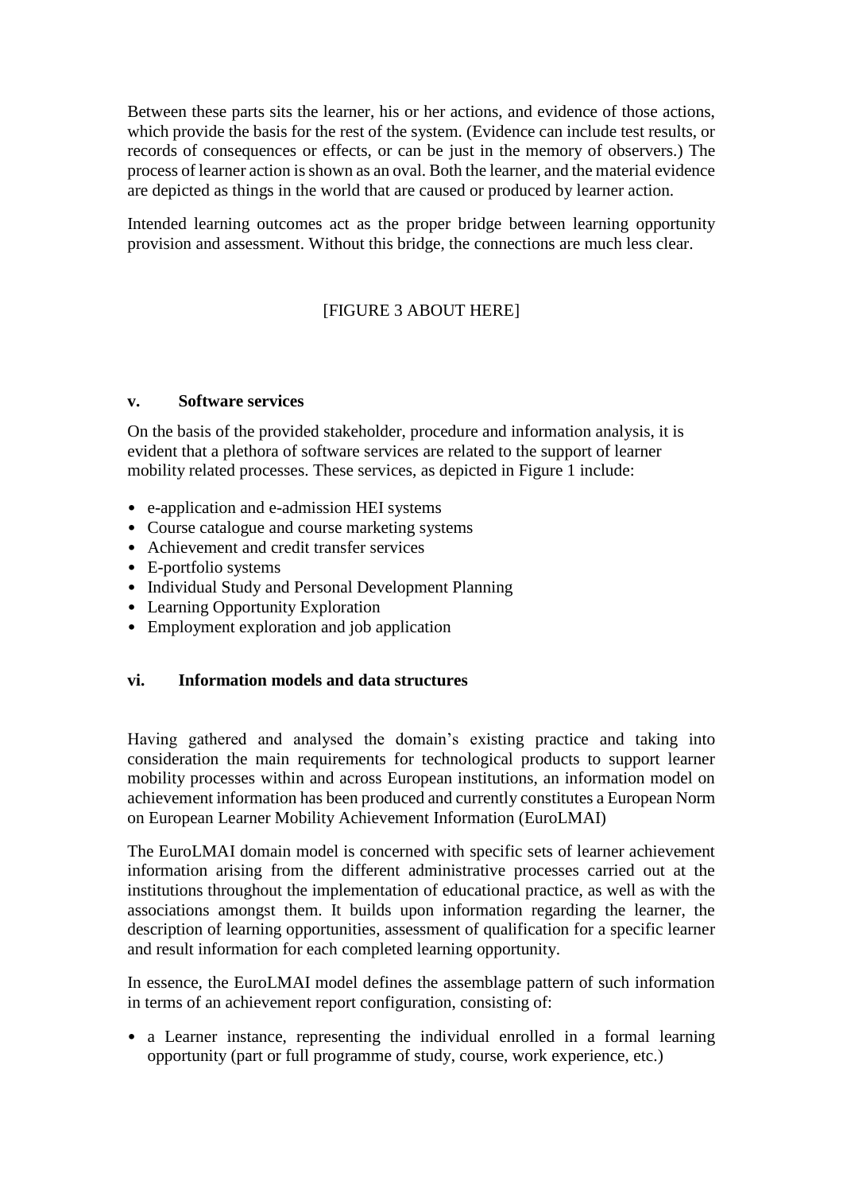Between these parts sits the learner, his or her actions, and evidence of those actions, which provide the basis for the rest of the system. (Evidence can include test results, or records of consequences or effects, or can be just in the memory of observers.) The process of learner action is shown as an oval. Both the learner, and the material evidence are depicted as things in the world that are caused or produced by learner action.

Intended learning outcomes act as the proper bridge between learning opportunity provision and assessment. Without this bridge, the connections are much less clear.

[FIGURE 3 ABOUT HERE]

### v. Software services

On the basis of the provided stakeholder, procedure and information analysis, it is evident that a plethora of software services are related to the support of learner mobility related processes. These services, as depicted in Figure 1 include:

- e-application and e-admission HEI systems
- Course catalogue and course marketing systems
- Achievement and credit transfer services
- E-portfolio systems
- Individual Study and Personal Development Planning
- Learning Opportunity Exploration
- Employment exploration and job application

### vi. Information models and data structures

Having gathered and analysed the domain's existing practice and taking into consideration the main requirements for technological products to support learner mobility processes within and across European institutions, an information model on achievement information has been produced and currently constitutes a European Norm on European Learner Mobility Achievement Information (EuroLMAI)

The EuroLMAI domain model is concerned with specific sets of learner achievement information arising from the different administrative processes carried out at the institutions throughout the implementation of educational practice, as well as with the associations amongst them. It builds upon information regarding the learner, the description of learning opportunities, assessment of qualification for a specific learner and result information for each completed learning opportunity.

In essence, the EuroLMAI model defines the assemblage pattern of such information in terms of an achievement report configuration, consisting of:

- a Learner instance, representing the individual enrolled in a formal learning opportunity (part or full programme of study, course, work experience, etc.)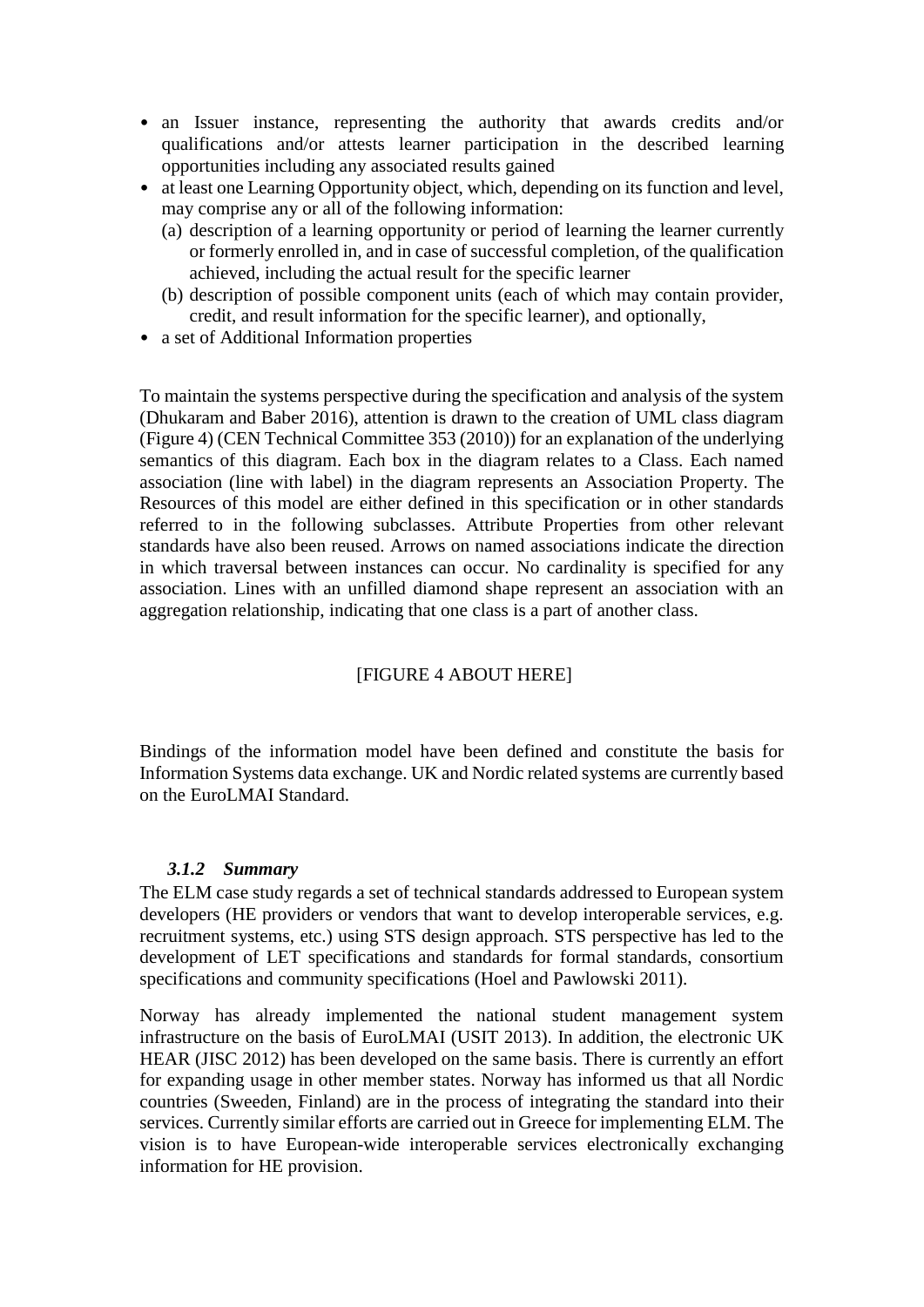- an Issuer instance, representing the authority that awards credits and/or qualifications and/or attests learner participation in the described learning opportunities including any associated results gained
- at least one Learning Opportunity object, which, depending on its function and level, may comprise any or all of the following information:
  - (a) description of a learning opportunity or period of learning the learner currently or formerly enrolled in, and in case of successful completion, of the qualification achieved, including the actual result for the specific learner
  - (b) description of possible component units (each of which may contain provider, credit, and result information for the specific learner), and optionally,
- a set of Additional Information properties

To maintain the systems perspective during the specification and analysis of the system (Dhukaram and Baber 2016), attention is drawn to the creation of UML class diagram (Figure 4) (CEN Technical Committee 353 (2010)) for an explanation of the underlying semantics of this diagram. Each box in the diagram relates to a Class. Each named association (line with label) in the diagram represents an Association Property. The Resources of this model are either defined in this specification or in other standards referred to in the following subclasses. Attribute Properties from other relevant standards have also been reused. Arrows on named associations indicate the direction in which traversal between instances can occur. No cardinality is specified for any association. Lines with an unfilled diamond shape represent an association with an aggregation relationship, indicating that one class is a part of another class.

[FIGURE 4 ABOUT HERE]

Bindings of the information model have been defined and constitute the basis for Information Systems data exchange. UK and Nordic related systems are currently based on the EuroLMAI Standard.

#### *3.1.2 Summary*

The ELM case study regards a set of technical standards addressed to European system developers (HE providers or vendors that want to develop interoperable services, e.g. recruitment systems, etc.) using STS design approach. STS perspective has led to the development of LET specifications and standards for formal standards, consortium specifications and community specifications (Hoel and Pawlowski 2011).

Norway has already implemented the national student management system infrastructure on the basis of EuroLMAI (USIT 2013). In addition, the electronic UK HEAR (JISC 2012) has been developed on the same basis. There is currently an effort for expanding usage in other member states. Norway has informed us that all Nordic countries (Sweeden, Finland) are in the process of integrating the standard into their services. Currently similar efforts are carried out in Greece for implementing ELM. The vision is to have European-wide interoperable services electronically exchanging information for HE provision.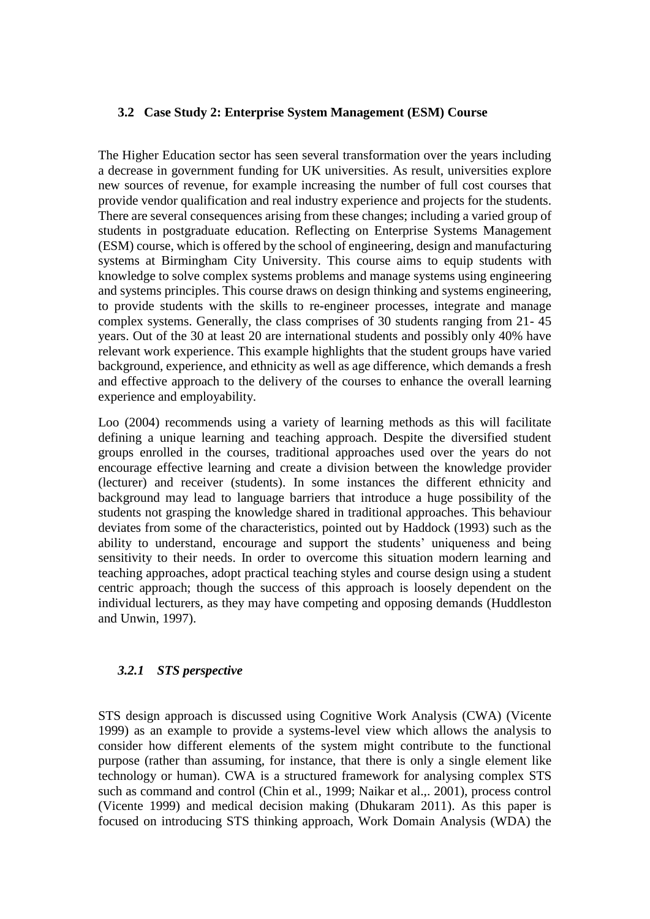### 3.2 Case Study 2: Enterprise System Management (ESM) Course

The Higher Education sector has seen several transformation over the years including a decrease in government funding for UK universities. As result, universities explore new sources of revenue, for example increasing the number of full cost courses that provide vendor qualification and real industry experience and projects for the students. There are several consequences arising from these changes; including a varied group of students in postgraduate education. Reflecting on Enterprise Systems Management (ESM) course, which is offered by the school of engineering, design and manufacturing systems at Birmingham City University. This course aims to equip students with knowledge to solve complex systems problems and manage systems using engineering and systems principles. This course draws on design thinking and systems engineering, to provide students with the skills to re-engineer processes, integrate and manage complex systems. Generally, the class comprises of 30 students ranging from 21- 45 years. Out of the 30 at least 20 are international students and possibly only 40% have relevant work experience. This example highlights that the student groups have varied background, experience, and ethnicity as well as age difference, which demands a fresh and effective approach to the delivery of the courses to enhance the overall learning experience and employability.

Loo (2004) recommends using a variety of learning methods as this will facilitate defining a unique learning and teaching approach. Despite the diversified student groups enrolled in the courses, traditional approaches used over the years do not encourage effective learning and create a division between the knowledge provider (lecturer) and receiver (students). In some instances the different ethnicity and background may lead to language barriers that introduce a huge possibility of the students not grasping the knowledge shared in traditional approaches. This behaviour deviates from some of the characteristics, pointed out by Haddock (1993) such as the ability to understand, encourage and support the students' uniqueness and being sensitivity to their needs. In order to overcome this situation modern learning and teaching approaches, adopt practical teaching styles and course design using a student centric approach; though the success of this approach is loosely dependent on the individual lecturers, as they may have competing and opposing demands (Huddleston and Unwin, 1997).

#### *3.2.1 STS perspective*

STS design approach is discussed using Cognitive Work Analysis (CWA) (Vicente 1999) as an example to provide a systems-level view which allows the analysis to consider how different elements of the system might contribute to the functional purpose (rather than assuming, for instance, that there is only a single element like technology or human). CWA is a structured framework for analysing complex STS such as command and control (Chin et al., 1999; Naikar et al.,. 2001), process control (Vicente 1999) and medical decision making (Dhukaram 2011). As this paper is focused on introducing STS thinking approach, Work Domain Analysis (WDA) the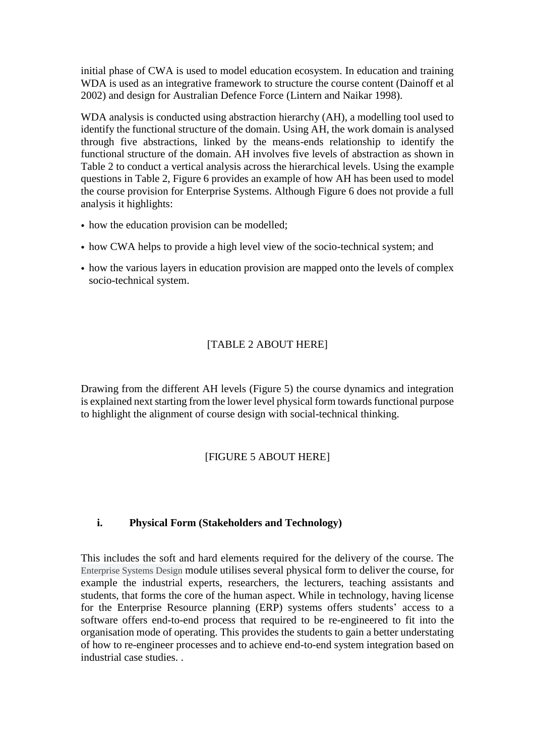initial phase of CWA is used to model education ecosystem. In education and training WDA is used as an integrative framework to structure the course content (Dainoff et al 2002) and design for Australian Defence Force (Lintern and Naikar 1998).

WDA analysis is conducted using abstraction hierarchy (AH), a modelling tool used to identify the functional structure of the domain. Using AH, the work domain is analysed through five abstractions, linked by the means-ends relationship to identify the functional structure of the domain. AH involves five levels of abstraction as shown in Table 2 to conduct a vertical analysis across the hierarchical levels. Using the example questions in Table 2, Figure 6 provides an example of how AH has been used to model the course provision for Enterprise Systems. Although Figure 6 does not provide a full analysis it highlights:

- how the education provision can be modelled;
- how CWA helps to provide a high level view of the socio-technical system; and
- how the various layers in education provision are mapped onto the levels of complex socio-technical system.

[TABLE 2 ABOUT HERE]

Drawing from the different AH levels (Figure 5) the course dynamics and integration is explained next starting from the lower level physical form towards functional purpose to highlight the alignment of course design with social-technical thinking.

[FIGURE 5 ABOUT HERE]

### i. Physical Form (Stakeholders and Technology)

This includes the soft and hard elements required for the delivery of the course. The Enterprise Systems Design module utilises several physical form to deliver the course, for example the industrial experts, researchers, the lecturers, teaching assistants and students, that forms the core of the human aspect. While in technology, having license for the Enterprise Resource planning (ERP) systems offers students' access to a software offers end-to-end process that required to be re-engineered to fit into the organisation mode of operating. This provides the students to gain a better understating of how to re-engineer processes and to achieve end-to-end system integration based on industrial case studies. .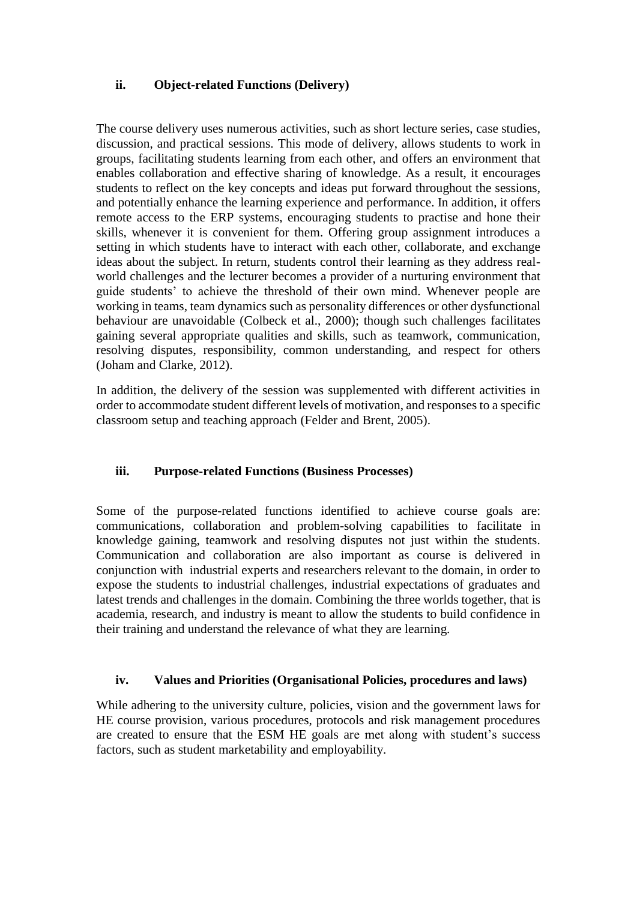#### ii. Object-related Functions (Delivery)

The course delivery uses numerous activities, such as short lecture series, case studies, discussion, and practical sessions. This mode of delivery, allows students to work in groups, facilitating students learning from each other, and offers an environment that enables collaboration and effective sharing of knowledge. As a result, it encourages students to reflect on the key concepts and ideas put forward throughout the sessions, and potentially enhance the learning experience and performance. In addition, it offers remote access to the ERP systems, encouraging students to practise and hone their skills, whenever it is convenient for them. Offering group assignment introduces a setting in which students have to interact with each other, collaborate, and exchange ideas about the subject. In return, students control their learning as they address real-world challenges and the lecturer becomes a provider of a nurturing environment that guide students' to achieve the threshold of their own mind. Whenever people are working in teams, team dynamics such as personality differences or other dysfunctional behaviour are unavoidable (Colbeck et al., 2000); though such challenges facilitates gaining several appropriate qualities and skills, such as teamwork, communication, resolving disputes, responsibility, common understanding, and respect for others (Joham and Clarke, 2012).

In addition, the delivery of the session was supplemented with different activities in order to accommodate student different levels of motivation, and responses to a specific classroom setup and teaching approach (Felder and Brent, 2005).

#### iii. Purpose-related Functions (Business Processes)

Some of the purpose-related functions identified to achieve course goals are: communications, collaboration and problem-solving capabilities to facilitate in knowledge gaining, teamwork and resolving disputes not just within the students. Communication and collaboration are also important as course is delivered in conjunction with industrial experts and researchers relevant to the domain, in order to expose the students to industrial challenges, industrial expectations of graduates and latest trends and challenges in the domain. Combining the three worlds together, that is academia, research, and industry is meant to allow the students to build confidence in their training and understand the relevance of what they are learning.

#### iv. Values and Priorities (Organisational Policies, procedures and laws)

While adhering to the university culture, policies, vision and the government laws for HE course provision, various procedures, protocols and risk management procedures are created to ensure that the ESM HE goals are met along with student's success factors, such as student marketability and employability.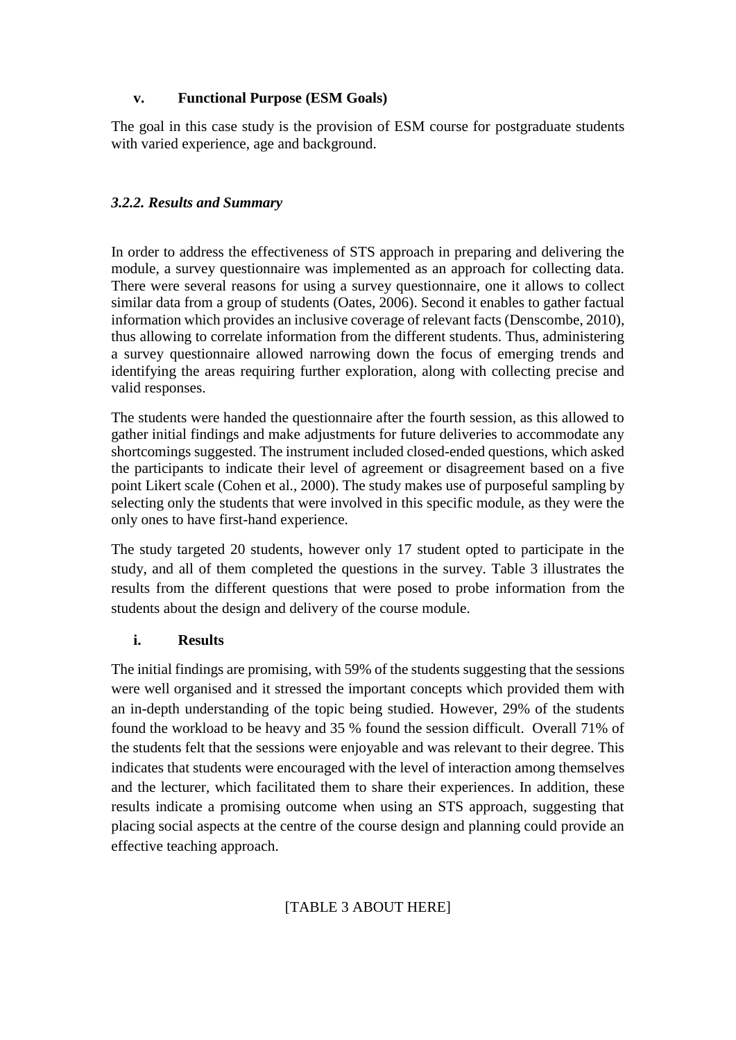**v. Functional Purpose (ESM Goals)**

The goal in this case study is the provision of ESM course for postgraduate students with varied experience, age and background.

### *3.2.2. Results and Summary*

In order to address the effectiveness of STS approach in preparing and delivering the module, a survey questionnaire was implemented as an approach for collecting data. There were several reasons for using a survey questionnaire, one it allows to collect similar data from a group of students (Oates, 2006). Second it enables to gather factual information which provides an inclusive coverage of relevant facts (Denscombe, 2010), thus allowing to correlate information from the different students. Thus, administering a survey questionnaire allowed narrowing down the focus of emerging trends and identifying the areas requiring further exploration, along with collecting precise and valid responses.

The students were handed the questionnaire after the fourth session, as this allowed to gather initial findings and make adjustments for future deliveries to accommodate any shortcomings suggested. The instrument included closed-ended questions, which asked the participants to indicate their level of agreement or disagreement based on a five point Likert scale (Cohen et al., 2000). The study makes use of purposeful sampling by selecting only the students that were involved in this specific module, as they were the only ones to have first-hand experience.

The study targeted 20 students, however only 17 student opted to participate in the study, and all of them completed the questions in the survey. Table 3 illustrates the results from the different questions that were posed to probe information from the students about the design and delivery of the course module.

**i. Results**

The initial findings are promising, with 59% of the students suggesting that the sessions were well organised and it stressed the important concepts which provided them with an in-depth understanding of the topic being studied. However, 29% of the students found the workload to be heavy and 35 % found the session difficult.  Overall 71% of the students felt that the sessions were enjoyable and was relevant to their degree. This indicates that students were encouraged with the level of interaction among themselves and the lecturer, which facilitated them to share their experiences. In addition, these results indicate a promising outcome when using an STS approach, suggesting that placing social aspects at the centre of the course design and planning could provide an effective teaching approach.

[TABLE 3 ABOUT HERE]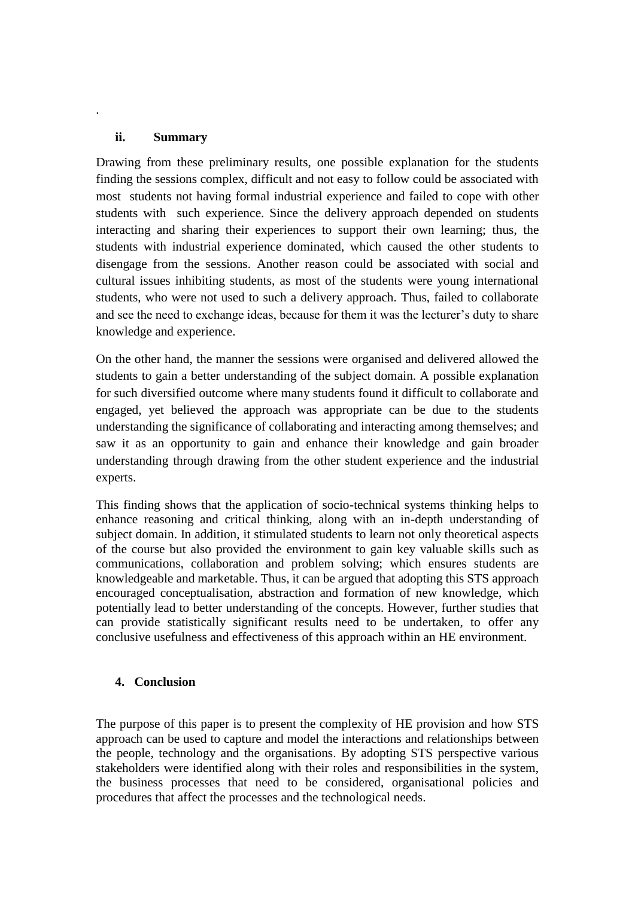.

### ii. Summary

Drawing from these preliminary results, one possible explanation for the students finding the sessions complex, difficult and not easy to follow could be associated with most students not having formal industrial experience and failed to cope with other students with such experience. Since the delivery approach depended on students interacting and sharing their experiences to support their own learning; thus, the students with industrial experience dominated, which caused the other students to disengage from the sessions. Another reason could be associated with social and cultural issues inhibiting students, as most of the students were young international students, who were not used to such a delivery approach. Thus, failed to collaborate and see the need to exchange ideas, because for them it was the lecturer's duty to share knowledge and experience.

On the other hand, the manner the sessions were organised and delivered allowed the students to gain a better understanding of the subject domain. A possible explanation for such diversified outcome where many students found it difficult to collaborate and engaged, yet believed the approach was appropriate can be due to the students understanding the significance of collaborating and interacting among themselves; and saw it as an opportunity to gain and enhance their knowledge and gain broader understanding through drawing from the other student experience and the industrial experts.

This finding shows that the application of socio-technical systems thinking helps to enhance reasoning and critical thinking, along with an in-depth understanding of subject domain. In addition, it stimulated students to learn not only theoretical aspects of the course but also provided the environment to gain key valuable skills such as communications, collaboration and problem solving; which ensures students are knowledgeable and marketable. Thus, it can be argued that adopting this STS approach encouraged conceptualisation, abstraction and formation of new knowledge, which potentially lead to better understanding of the concepts. However, further studies that can provide statistically significant results need to be undertaken, to offer any conclusive usefulness and effectiveness of this approach within an HE environment.

## 4. Conclusion

The purpose of this paper is to present the complexity of HE provision and how STS approach can be used to capture and model the interactions and relationships between the people, technology and the organisations. By adopting STS perspective various stakeholders were identified along with their roles and responsibilities in the system, the business processes that need to be considered, organisational policies and procedures that affect the processes and the technological needs.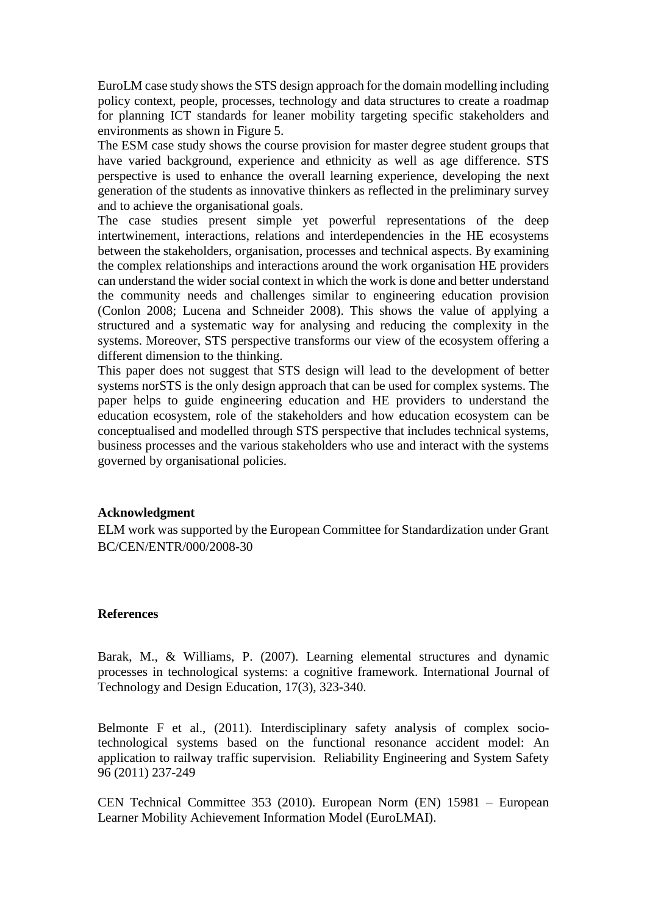EuroLM case study shows the STS design approach for the domain modelling including policy context, people, processes, technology and data structures to create a roadmap for planning ICT standards for leaner mobility targeting specific stakeholders and environments as shown in Figure 5.

The ESM case study shows the course provision for master degree student groups that have varied background, experience and ethnicity as well as age difference. STS perspective is used to enhance the overall learning experience, developing the next generation of the students as innovative thinkers as reflected in the preliminary survey and to achieve the organisational goals.

The case studies present simple yet powerful representations of the deep intertwinement, interactions, relations and interdependencies in the HE ecosystems between the stakeholders, organisation, processes and technical aspects. By examining the complex relationships and interactions around the work organisation HE providers can understand the wider social context in which the work is done and better understand the community needs and challenges similar to engineering education provision (Conlon 2008; Lucena and Schneider 2008). This shows the value of applying a structured and a systematic way for analysing and reducing the complexity in the systems. Moreover, STS perspective transforms our view of the ecosystem offering a different dimension to the thinking.

This paper does not suggest that STS design will lead to the development of better systems norSTS is the only design approach that can be used for complex systems. The paper helps to guide engineering education and HE providers to understand the education ecosystem, role of the stakeholders and how education ecosystem can be conceptualised and modelled through STS perspective that includes technical systems, business processes and the various stakeholders who use and interact with the systems governed by organisational policies.

**Acknowledgment**

ELM work was supported by the European Committee for Standardization under Grant BC/CEN/ENTR/000/2008-30

**References**

Barak, M., & Williams, P. (2007). Learning elemental structures and dynamic processes in technological systems: a cognitive framework. International Journal of Technology and Design Education, 17(3), 323-340.

Belmonte F et al., (2011). Interdisciplinary safety analysis of complex socio-technological systems based on the functional resonance accident model: An application to railway traffic supervision. Reliability Engineering and System Safety 96 (2011) 237-249

CEN Technical Committee 353 (2010). European Norm (EN) 15981 – European Learner Mobility Achievement Information Model (EuroLMAI).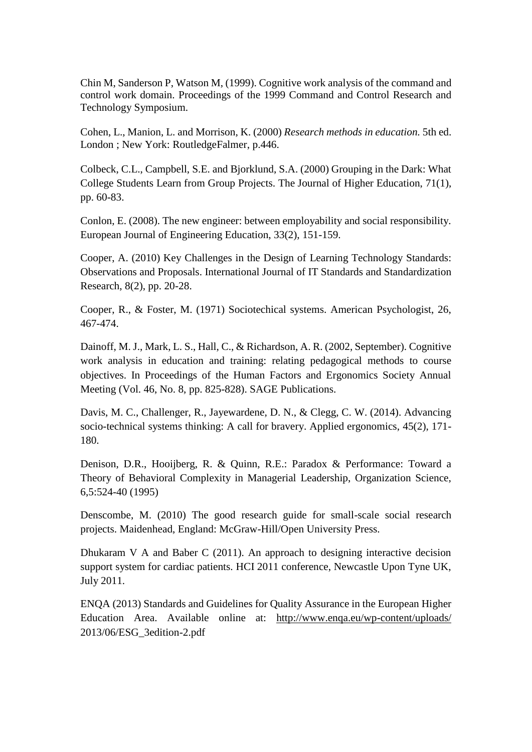Chin M, Sanderson P, Watson M, (1999). Cognitive work analysis of the command and control work domain. Proceedings of the 1999 Command and Control Research and Technology Symposium.

Cohen, L., Manion, L. and Morrison, K. (2000) *Research methods in education.* 5th ed. London ; New York: RoutledgeFalmer, p.446.

Colbeck, C.L., Campbell, S.E. and Bjorklund, S.A. (2000) Grouping in the Dark: What College Students Learn from Group Projects. The Journal of Higher Education, 71(1), pp. 60-83.

Conlon, E. (2008). The new engineer: between employability and social responsibility. European Journal of Engineering Education, 33(2), 151-159.

Cooper, A. (2010) Key Challenges in the Design of Learning Technology Standards: Observations and Proposals. International Journal of IT Standards and Standardization Research, 8(2), pp. 20-28.

Cooper, R., & Foster, M. (1971) Sociotechical systems. American Psychologist, 26, 467-474.

Dainoff, M. J., Mark, L. S., Hall, C., & Richardson, A. R. (2002, September). Cognitive work analysis in education and training: relating pedagogical methods to course objectives. In Proceedings of the Human Factors and Ergonomics Society Annual Meeting (Vol. 46, No. 8, pp. 825-828). SAGE Publications.

Davis, M. C., Challenger, R., Jayewardene, D. N., & Clegg, C. W. (2014). Advancing socio-technical systems thinking: A call for bravery. Applied ergonomics, 45(2), 171-180.

Denison, D.R., Hooijberg, R. & Quinn, R.E.: Paradox & Performance: Toward a Theory of Behavioral Complexity in Managerial Leadership, Organization Science, 6,5:524-40 (1995)

Denscombe, M. (2010) The good research guide for small-scale social research projects. Maidenhead, England: McGraw-Hill/Open University Press.

Dhukaram V A and Baber C (2011). An approach to designing interactive decision support system for cardiac patients. HCI 2011 conference, Newcastle Upon Tyne UK, July 2011.

ENQA (2013) Standards and Guidelines for Quality Assurance in the European Higher Education Area. Available online at: http://www.enqa.eu/wp-content/uploads/2013/06/ESG_3edition-2.pdf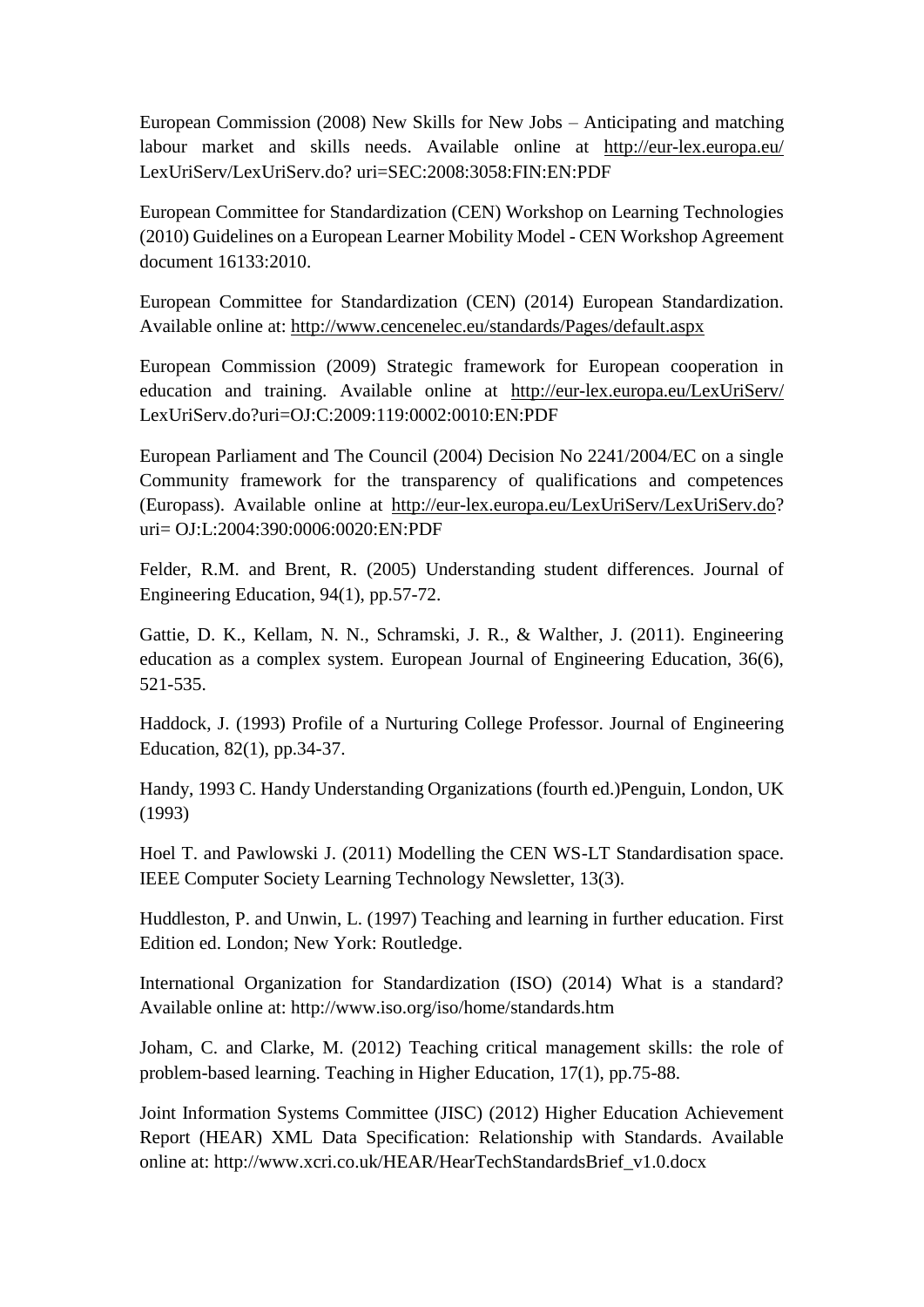European Commission (2008) New Skills for New Jobs – Anticipating and matching labour market and skills needs. Available online at http://eur-lex.europa.eu/ LexUriServ/LexUriServ.do? uri=SEC:2008:3058:FIN:EN:PDF

European Committee for Standardization (CEN) Workshop on Learning Technologies (2010) Guidelines on a European Learner Mobility Model - CEN Workshop Agreement document 16133:2010.

European Committee for Standardization (CEN) (2014) European Standardization. Available online at: http://www.cencenelec.eu/standards/Pages/default.aspx

European Commission (2009) Strategic framework for European cooperation in education and training. Available online at http://eur-lex.europa.eu/LexUriServ/ LexUriServ.do?uri=OJ:C:2009:119:0002:0010:EN:PDF

European Parliament and The Council (2004) Decision No 2241/2004/EC on a single Community framework for the transparency of qualifications and competences (Europass). Available online at http://eur-lex.europa.eu/LexUriServ/LexUriServ.do? uri= OJ:L:2004:390:0006:0020:EN:PDF

Felder, R.M. and Brent, R. (2005) Understanding student differences. Journal of Engineering Education, 94(1), pp.57-72.

Gattie, D. K., Kellam, N. N., Schramski, J. R., & Walther, J. (2011). Engineering education as a complex system. European Journal of Engineering Education, 36(6), 521-535.

Haddock, J. (1993) Profile of a Nurturing College Professor. Journal of Engineering Education, 82(1), pp.34-37.

Handy, 1993 C. Handy Understanding Organizations (fourth ed.)Penguin, London, UK (1993)

Hoel T. and Pawlowski J. (2011) Modelling the CEN WS-LT Standardisation space. IEEE Computer Society Learning Technology Newsletter, 13(3).

Huddleston, P. and Unwin, L. (1997) Teaching and learning in further education. First Edition ed. London; New York: Routledge.

International Organization for Standardization (ISO) (2014) What is a standard? Available online at: http://www.iso.org/iso/home/standards.htm

Joham, C. and Clarke, M. (2012) Teaching critical management skills: the role of problem-based learning. Teaching in Higher Education, 17(1), pp.75-88.

Joint Information Systems Committee (JISC) (2012) Higher Education Achievement Report (HEAR) XML Data Specification: Relationship with Standards. Available online at: http://www.xcri.co.uk/HEAR/HearTechStandardsBrief_v1.0.docx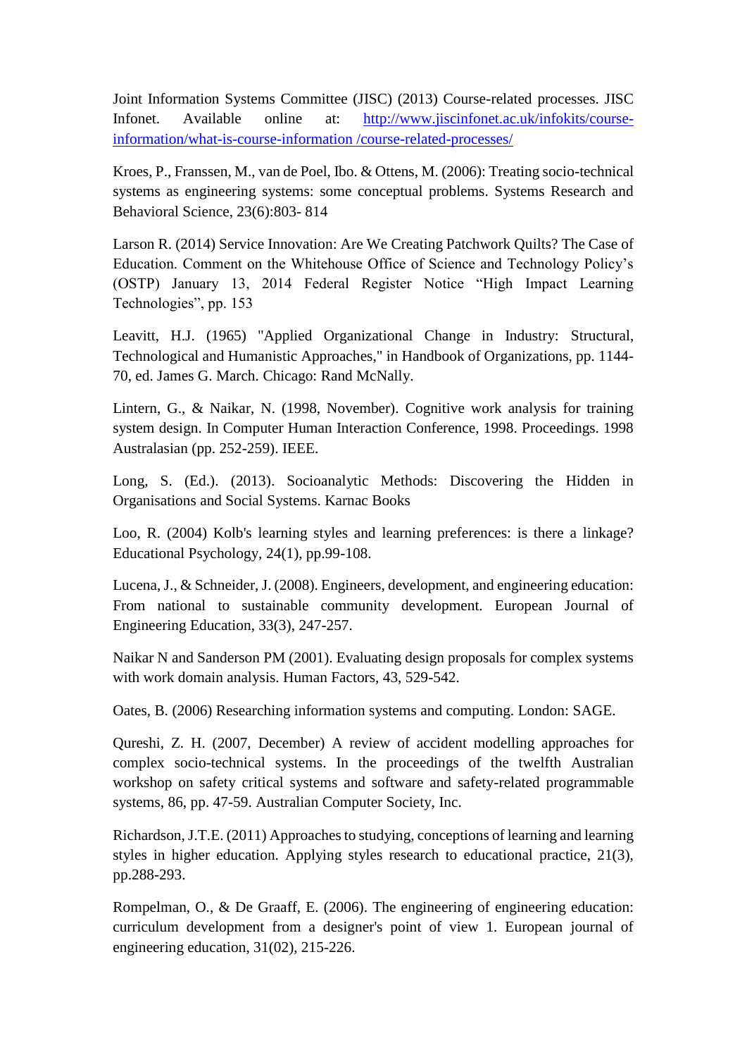Joint Information Systems Committee (JISC) (2013) Course-related processes. JISC Infonet. Available online at: [http://www.jiscinfonet.ac.uk/infokits/course-information/what-is-course-information /course-related-processes/](http://www.jiscinfonet.ac.uk/infokits/course-information/what-is-course-information/course-related-processes/)

Kroes, P., Franssen, M., van de Poel, Ibo. & Ottens, M. (2006): Treating socio-technical systems as engineering systems: some conceptual problems. Systems Research and Behavioral Science, 23(6):803- 814

Larson R. (2014) Service Innovation: Are We Creating Patchwork Quilts? The Case of Education. Comment on the Whitehouse Office of Science and Technology Policy's (OSTP) January 13, 2014 Federal Register Notice "High Impact Learning Technologies", pp. 153

Leavitt, H.J. (1965) "Applied Organizational Change in Industry: Structural, Technological and Humanistic Approaches," in Handbook of Organizations, pp. 1144-70, ed. James G. March. Chicago: Rand McNally.

Lintern, G., & Naikar, N. (1998, November). Cognitive work analysis for training system design. In Computer Human Interaction Conference, 1998. Proceedings. 1998 Australasian (pp. 252-259). IEEE.

Long, S. (Ed.). (2013). Socioanalytic Methods: Discovering the Hidden in Organisations and Social Systems. Karnac Books

Loo, R. (2004) Kolb's learning styles and learning preferences: is there a linkage? Educational Psychology, 24(1), pp.99-108.

Lucena, J., & Schneider, J. (2008). Engineers, development, and engineering education: From national to sustainable community development. European Journal of Engineering Education, 33(3), 247-257.

Naikar N and Sanderson PM (2001). Evaluating design proposals for complex systems with work domain analysis. Human Factors, 43, 529-542.

Oates, B. (2006) Researching information systems and computing. London: SAGE.

Qureshi, Z. H. (2007, December) A review of accident modelling approaches for complex socio-technical systems. In the proceedings of the twelfth Australian workshop on safety critical systems and software and safety-related programmable systems, 86, pp. 47-59. Australian Computer Society, Inc.

Richardson, J.T.E. (2011) Approaches to studying, conceptions of learning and learning styles in higher education. Applying styles research to educational practice, 21(3), pp.288-293.

Rompelman, O., & De Graaff, E. (2006). The engineering of engineering education: curriculum development from a designer's point of view 1. European journal of engineering education, 31(02), 215-226.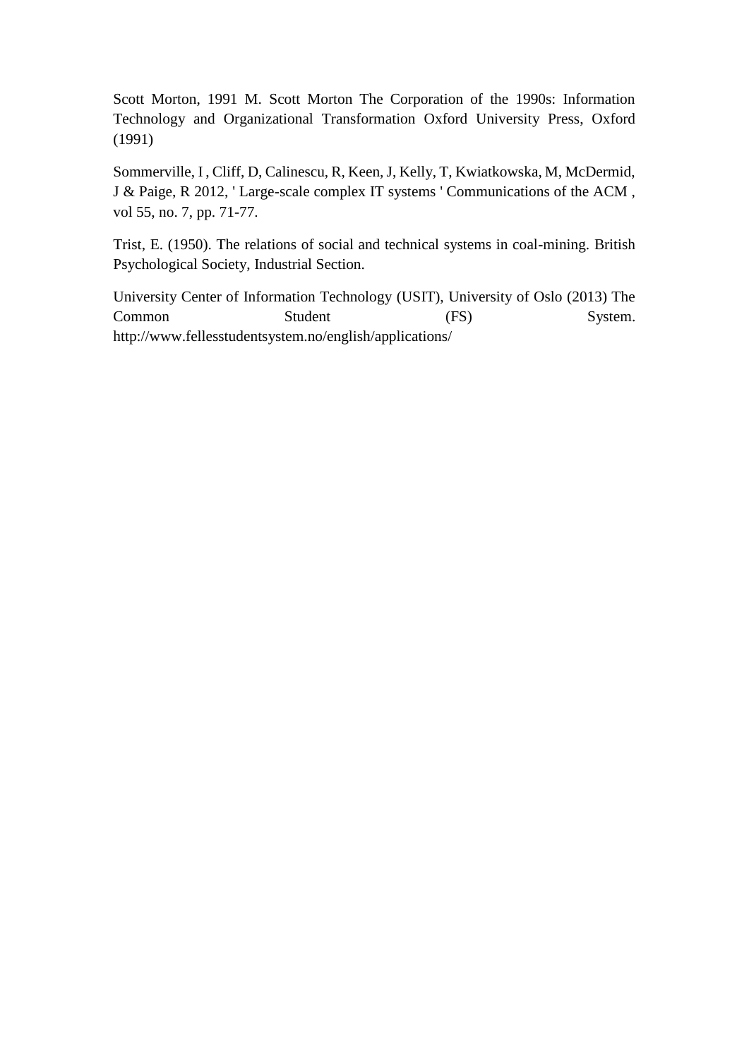Scott Morton, 1991 M. Scott Morton The Corporation of the 1990s: Information Technology and Organizational Transformation Oxford University Press, Oxford (1991)

Sommerville, I , Cliff, D, Calinescu, R, Keen, J, Kelly, T, Kwiatkowska, M, McDermid, J & Paige, R 2012, ' Large-scale complex IT systems ' Communications of the ACM , vol 55, no. 7, pp. 71-77.

Trist, E. (1950). The relations of social and technical systems in coal-mining. British Psychological Society, Industrial Section.

University Center of Information Technology (USIT), University of Oslo (2013) The Common Student (FS) System. http://www.fellesstudentsystem.no/english/applications/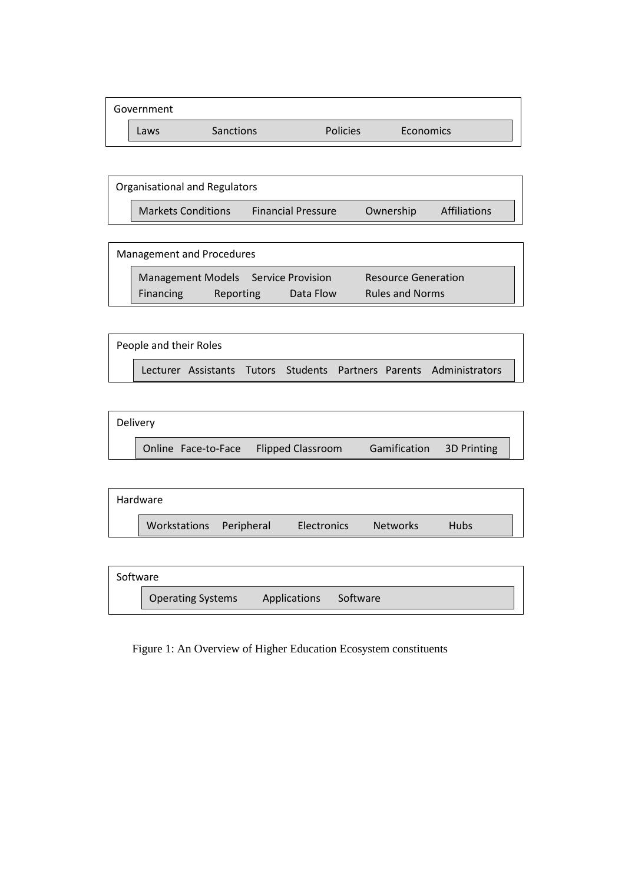**Government**

Laws Sanctions Policies Economics

**Organisational and Regulators**

Markets Conditions Financial Pressure Ownership Affiliations

**Management and Procedures**

Management Models Service Provision Resource Generation
Financing Reporting Data Flow Rules and Norms

**People and their Roles**

Lecturer Assistants Tutors Students Partners Parents Administrators

**Delivery**

Online Face-to-Face Flipped Classroom Gamification 3D Printing

**Hardware**

Workstations Peripheral Electronics Networks Hubs

**Software**

Operating Systems Applications Software

Figure 1: An Overview of Higher Education Ecosystem constituents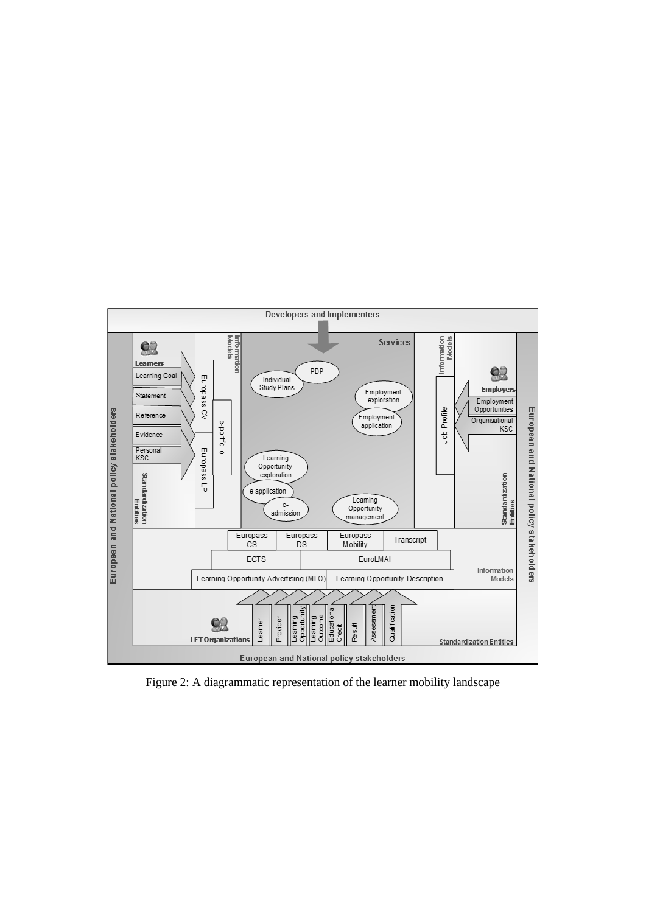Figure 2: A diagrammatic representation of the learner mobility landscape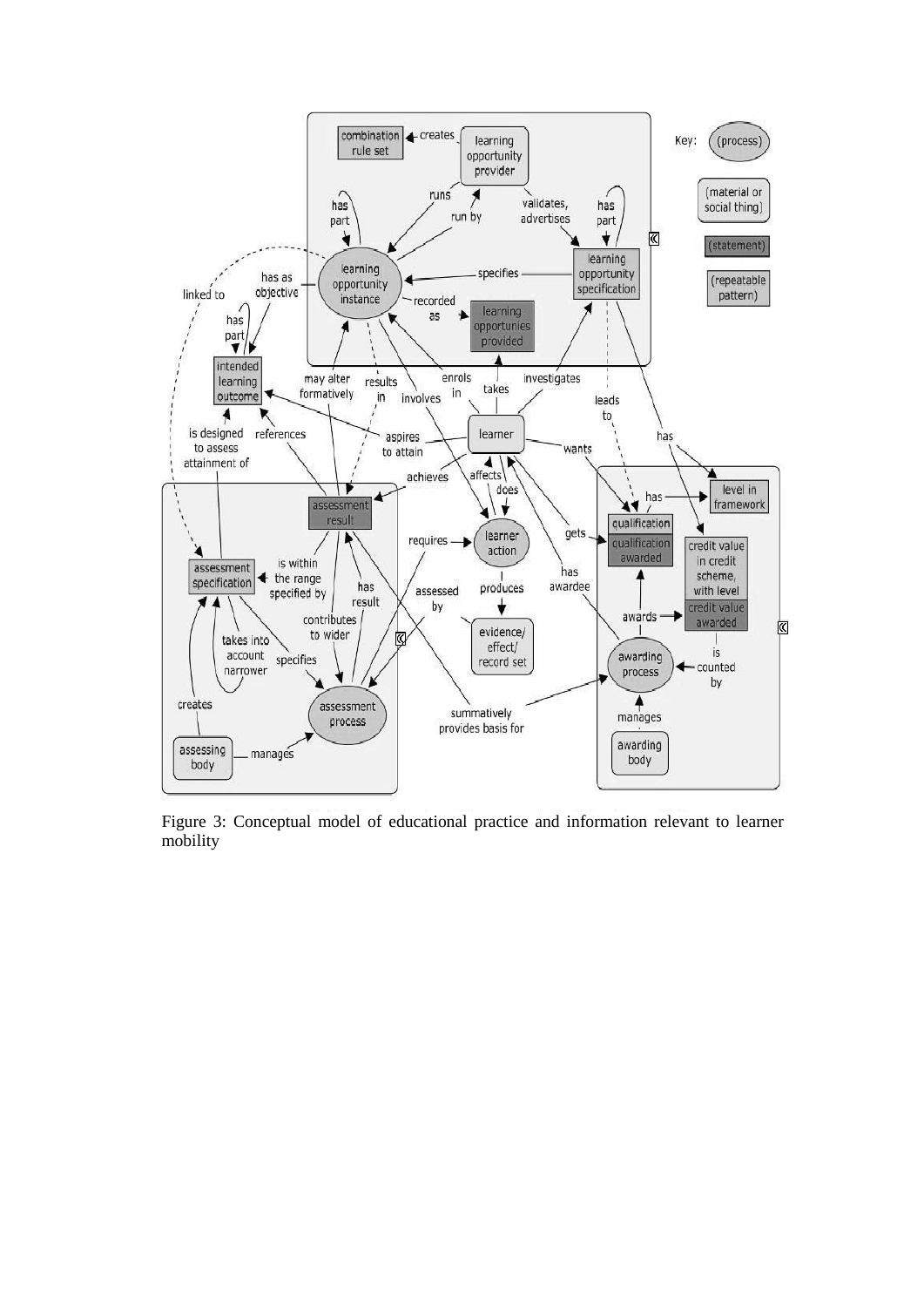Figure 3: Conceptual model of educational practice and information relevant to learner mobility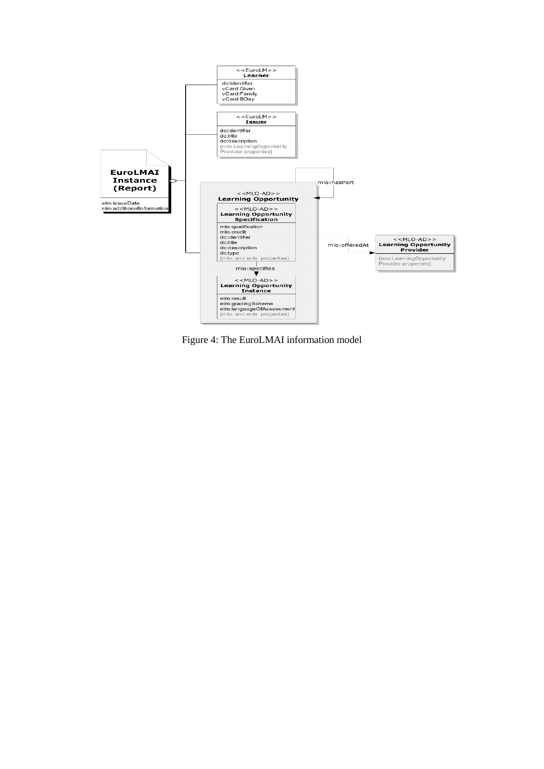Figure 4: The EuroLMAI information model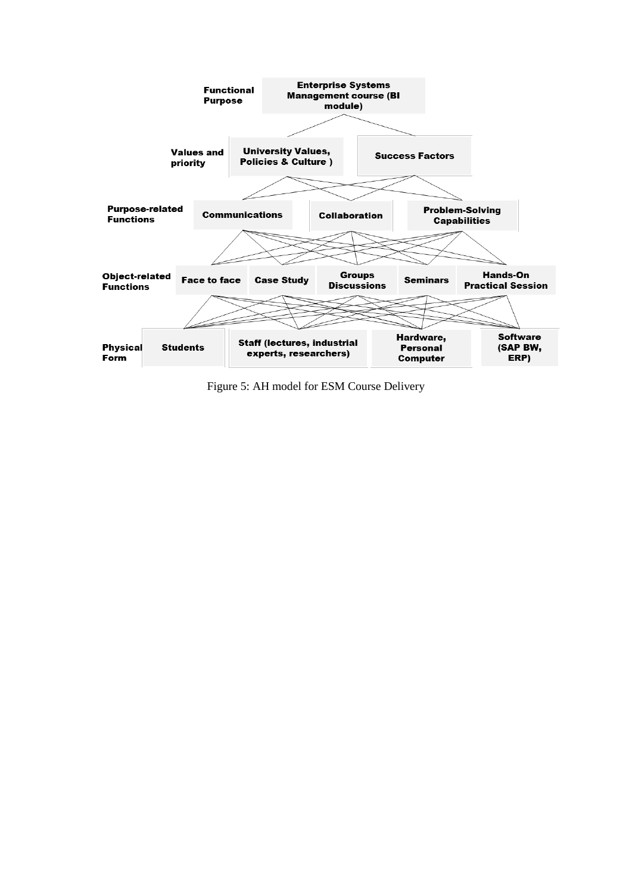| Level | Elements |
| --- | --- |
| **Functional Purpose** | **Enterprise Systems Management course (BI module)** |
| **Values and priority** | **University Values, Policies & Culture )**; **Success Factors** |
| **Purpose-related Functions** | **Communications**; **Collaboration**; **Problem-Solving Capabilities** |
| **Object-related Functions** | **Face to face**; **Case Study**; **Groups Discussions**; **Seminars**; **Hands-On Practical Session** |
| **Physical Form** | **Students**; **Staff (lectures, industrial experts, researchers)**; **Hardware, Personal Computer**; **Software (SAP BW, ERP)** |

Figure 5: AH model for ESM Course Delivery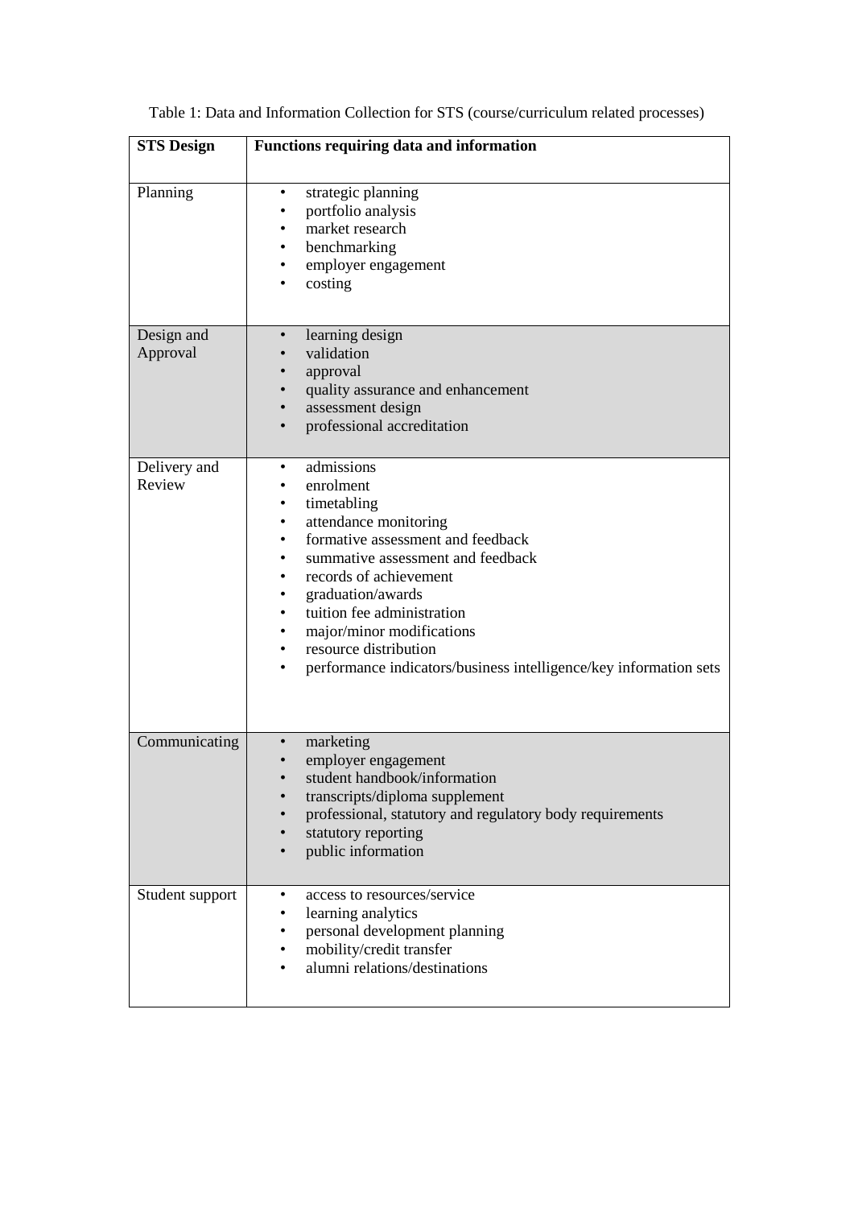Table 1: Data and Information Collection for STS (course/curriculum related processes)

| **STS Design** | **Functions requiring data and information** |
|---|---|
| Planning | • strategic planning<br>• portfolio analysis<br>• market research<br>• benchmarking<br>• employer engagement<br>• costing |
| Design and Approval | • learning design<br>• validation<br>• approval<br>• quality assurance and enhancement<br>• assessment design<br>• professional accreditation |
| Delivery and Review | • admissions<br>• enrolment<br>• timetabling<br>• attendance monitoring<br>• formative assessment and feedback<br>• summative assessment and feedback<br>• records of achievement<br>• graduation/awards<br>• tuition fee administration<br>• major/minor modifications<br>• resource distribution<br>• performance indicators/business intelligence/key information sets |
| Communicating | • marketing<br>• employer engagement<br>• student handbook/information<br>• transcripts/diploma supplement<br>• professional, statutory and regulatory body requirements<br>• statutory reporting<br>• public information |
| Student support | • access to resources/service<br>• learning analytics<br>• personal development planning<br>• mobility/credit transfer<br>• alumni relations/destinations |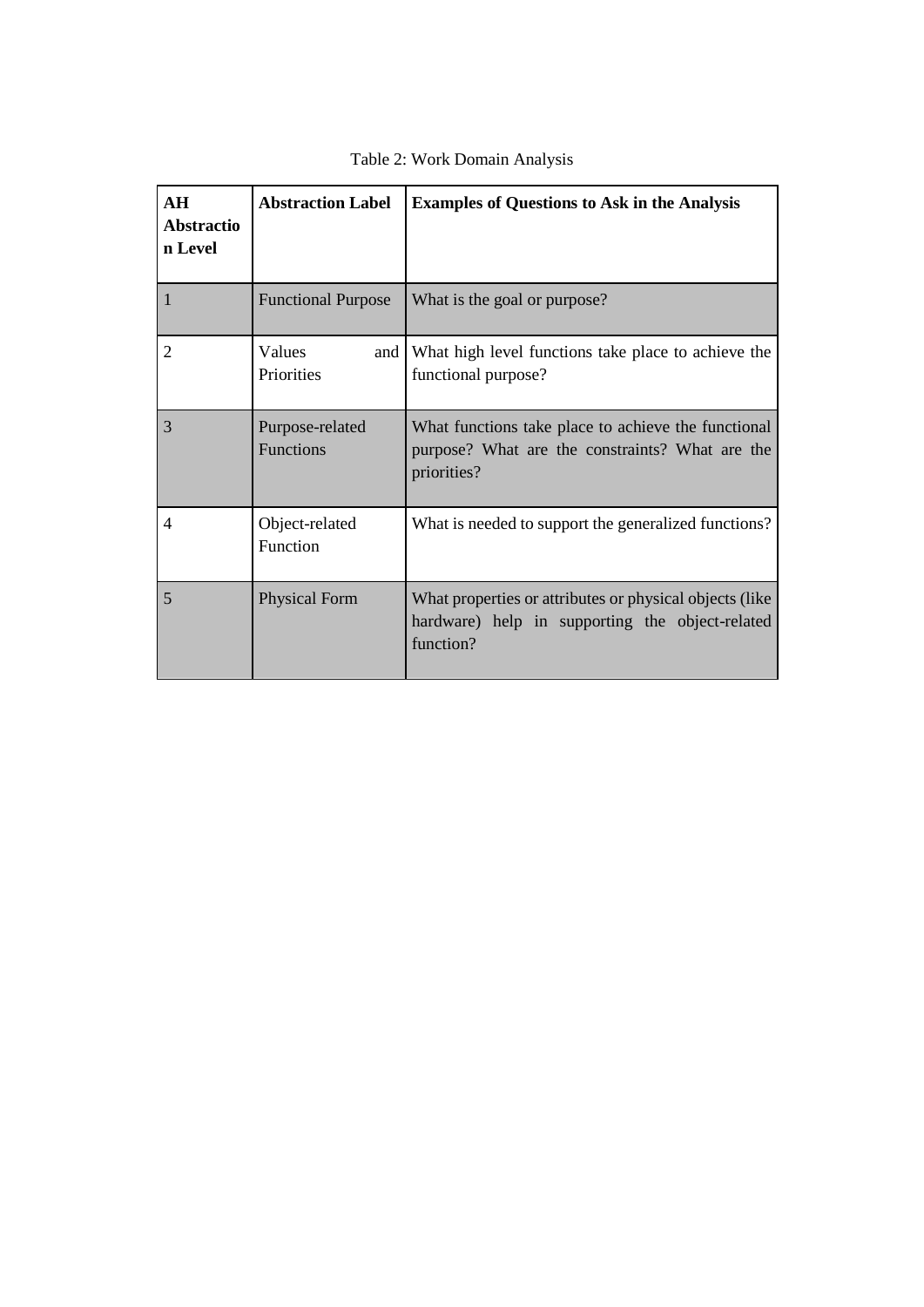Table 2: Work Domain Analysis

| **AH Abstraction Level** | **Abstraction Label** | **Examples of Questions to Ask in the Analysis** |
|---|---|---|
| 1 | Functional Purpose | What is the goal or purpose? |
| 2 | Values and Priorities | What high level functions take place to achieve the functional purpose? |
| 3 | Purpose-related Functions | What functions take place to achieve the functional purpose? What are the constraints? What are the priorities? |
| 4 | Object-related Function | What is needed to support the generalized functions? |
| 5 | Physical Form | What properties or attributes or physical objects (like hardware) help in supporting the object-related function? |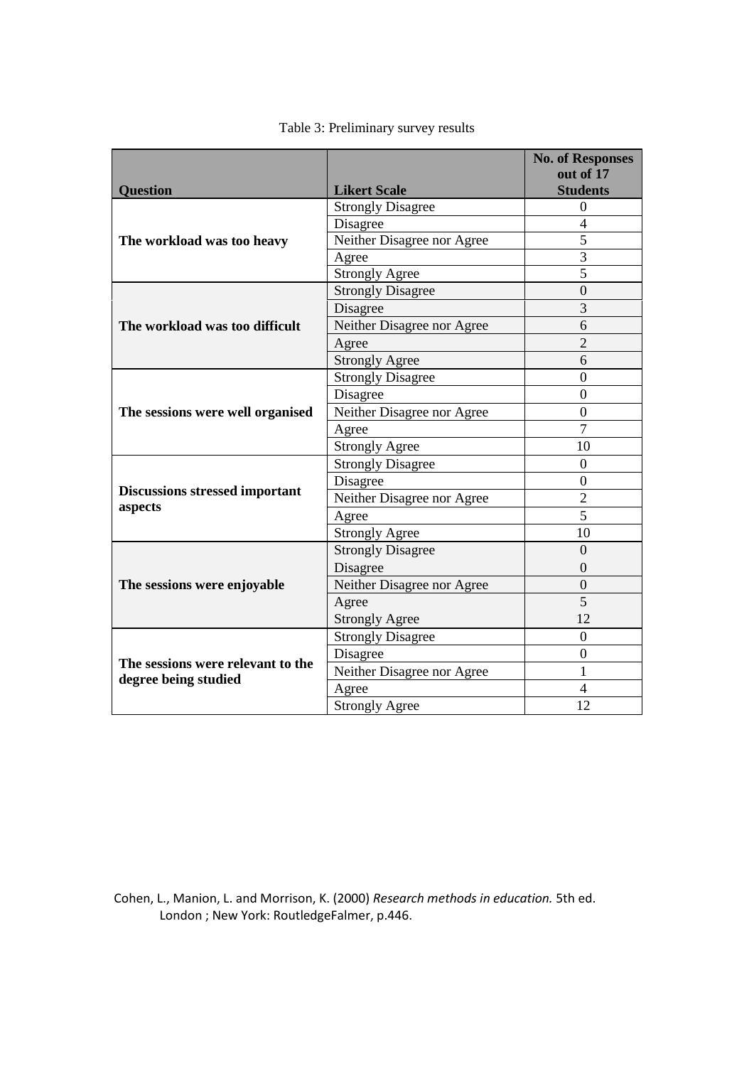Table 3: Preliminary survey results

| Question | Likert Scale | No. of Responses out of 17 Students |
|---|---|---|
| **The workload was too heavy** | Strongly Disagree | 0 |
| | Disagree | 4 |
| | Neither Disagree nor Agree | 5 |
| | Agree | 3 |
| | Strongly Agree | 5 |
| **The workload was too difficult** | Strongly Disagree | 0 |
| | Disagree | 3 |
| | Neither Disagree nor Agree | 6 |
| | Agree | 2 |
| | Strongly Agree | 6 |
| **The sessions were well organised** | Strongly Disagree | 0 |
| | Disagree | 0 |
| | Neither Disagree nor Agree | 0 |
| | Agree | 7 |
| | Strongly Agree | 10 |
| **Discussions stressed important aspects** | Strongly Disagree | 0 |
| | Disagree | 0 |
| | Neither Disagree nor Agree | 2 |
| | Agree | 5 |
| | Strongly Agree | 10 |
| **The sessions were enjoyable** | Strongly Disagree | 0 |
| | Disagree | 0 |
| | Neither Disagree nor Agree | 0 |
| | Agree | 5 |
| | Strongly Agree | 12 |
| **The sessions were relevant to the degree being studied** | Strongly Disagree | 0 |
| | Disagree | 0 |
| | Neither Disagree nor Agree | 1 |
| | Agree | 4 |
| | Strongly Agree | 12 |

Cohen, L., Manion, L. and Morrison, K. (2000) *Research methods in education.* 5th ed. London ; New York: RoutledgeFalmer, p.446.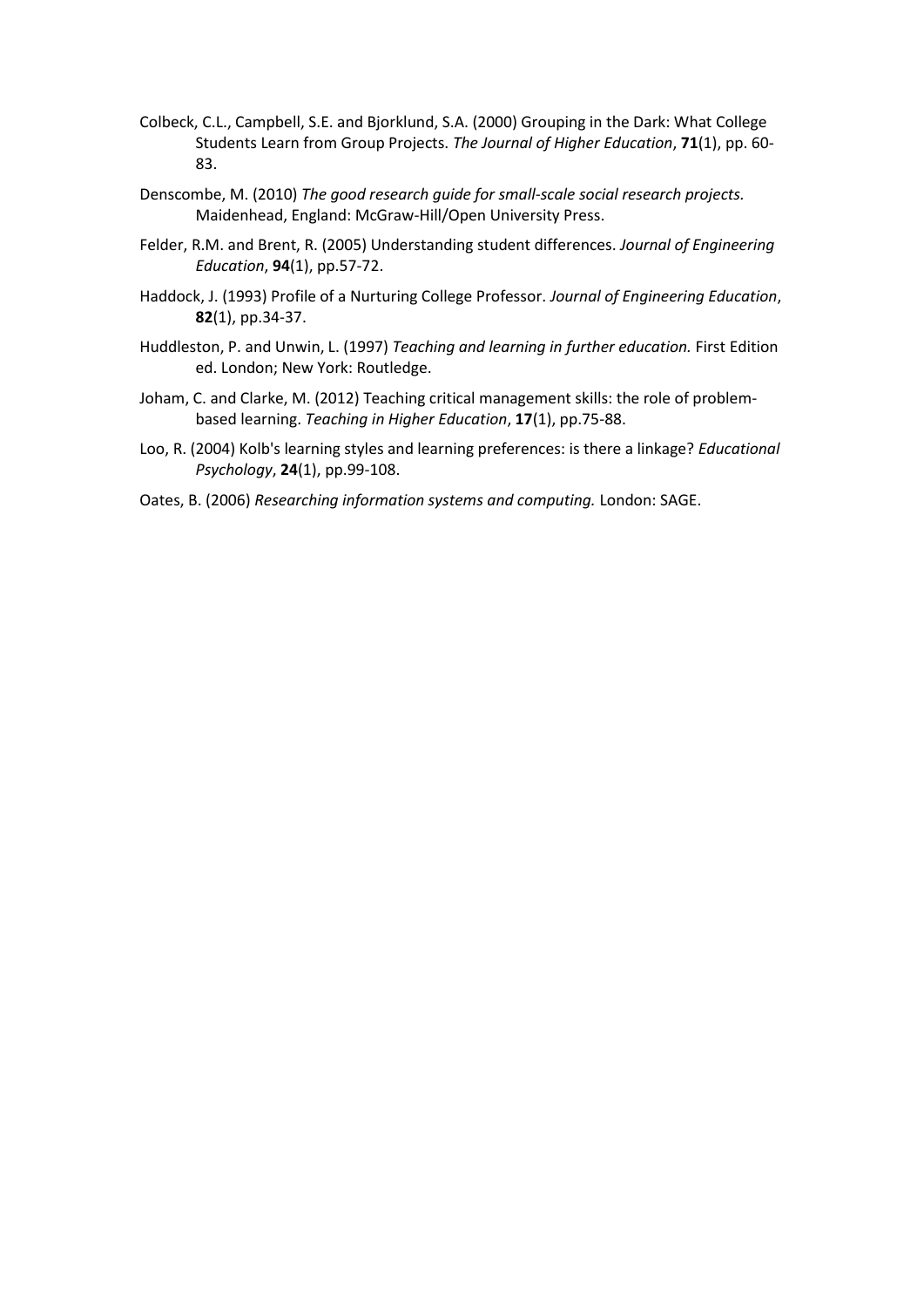Colbeck, C.L., Campbell, S.E. and Bjorklund, S.A. (2000) Grouping in the Dark: What College Students Learn from Group Projects. *The Journal of Higher Education*, **71**(1), pp. 60-83.

Denscombe, M. (2010) *The good research guide for small-scale social research projects.* Maidenhead, England: McGraw-Hill/Open University Press.

Felder, R.M. and Brent, R. (2005) Understanding student differences. *Journal of Engineering Education*, **94**(1), pp.57-72.

Haddock, J. (1993) Profile of a Nurturing College Professor. *Journal of Engineering Education*, **82**(1), pp.34-37.

Huddleston, P. and Unwin, L. (1997) *Teaching and learning in further education.* First Edition ed. London; New York: Routledge.

Joham, C. and Clarke, M. (2012) Teaching critical management skills: the role of problem-based learning. *Teaching in Higher Education*, **17**(1), pp.75-88.

Loo, R. (2004) Kolb's learning styles and learning preferences: is there a linkage? *Educational Psychology*, **24**(1), pp.99-108.

Oates, B. (2006) *Researching information systems and computing.* London: SAGE.